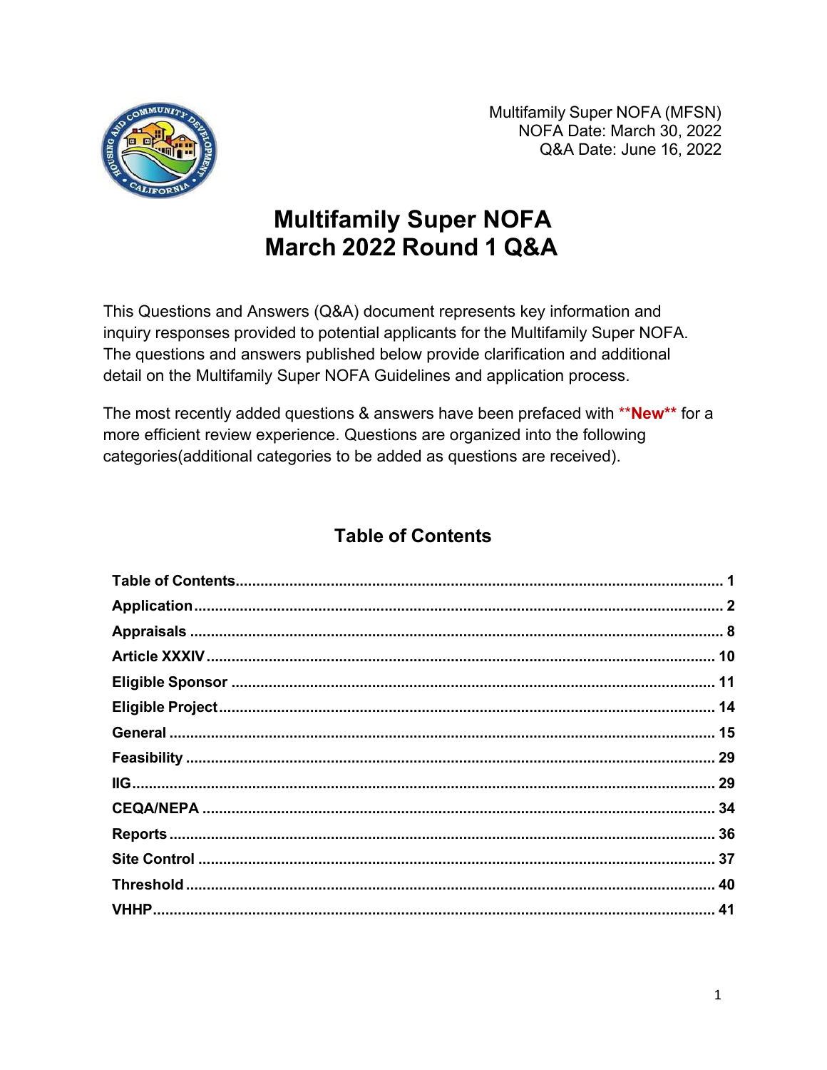Multifamily Super NOFA (MFSN)
NOFA Date: March 30, 2022
Q&A Date: June 16, 2022

# Multifamily Super NOFA
# March 2022 Round 1 Q&A

This Questions and Answers (Q&A) document represents key information and inquiry responses provided to potential applicants for the Multifamily Super NOFA. The questions and answers published below provide clarification and additional detail on the Multifamily Super NOFA Guidelines and application process.

The most recently added questions & answers have been prefaced with ****New**** for a more efficient review experience. Questions are organized into the following categories(additional categories to be added as questions are received).

## Table of Contents

| Section | Page |
| --- | --- |
| **Table of Contents** | **1** |
| **Application** | **2** |
| **Appraisals** | **8** |
| **Article XXXIV** | **10** |
| **Eligible Sponsor** | **11** |
| **Eligible Project** | **14** |
| **General** | **15** |
| **Feasibility** | **29** |
| **IIG** | **29** |
| **CEQA/NEPA** | **34** |
| **Reports** | **36** |
| **Site Control** | **37** |
| **Threshold** | **40** |
| **VHHP** | **41** |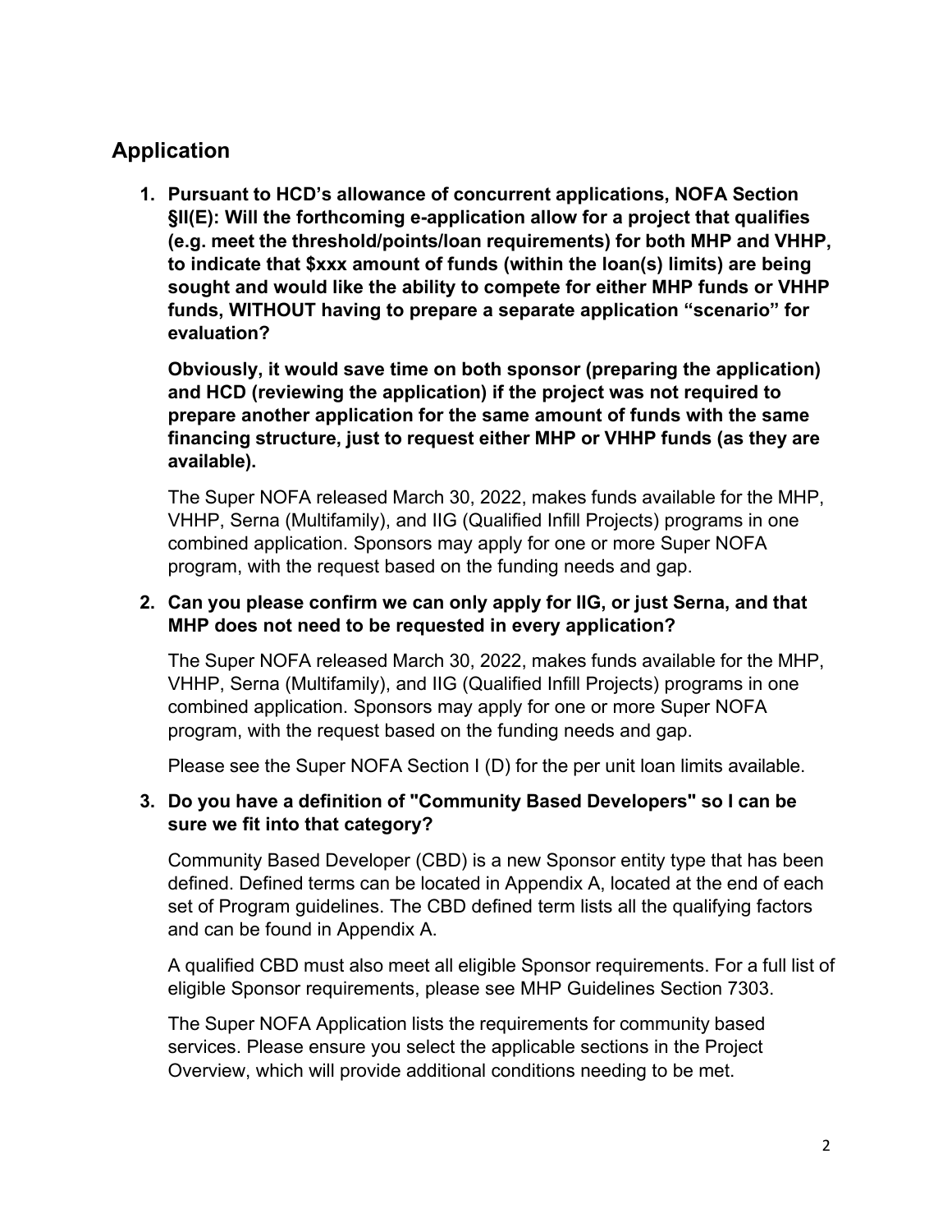## Application

1. **Pursuant to HCD's allowance of concurrent applications, NOFA Section §II(E): Will the forthcoming e-application allow for a project that qualifies (e.g. meet the threshold/points/loan requirements) for both MHP and VHHP, to indicate that $xxx amount of funds (within the loan(s) limits) are being sought and would like the ability to compete for either MHP funds or VHHP funds, WITHOUT having to prepare a separate application "scenario" for evaluation?**

   **Obviously, it would save time on both sponsor (preparing the application) and HCD (reviewing the application) if the project was not required to prepare another application for the same amount of funds with the same financing structure, just to request either MHP or VHHP funds (as they are available).**

   The Super NOFA released March 30, 2022, makes funds available for the MHP, VHHP, Serna (Multifamily), and IIG (Qualified Infill Projects) programs in one combined application. Sponsors may apply for one or more Super NOFA program, with the request based on the funding needs and gap.

2. **Can you please confirm we can only apply for IIG, or just Serna, and that MHP does not need to be requested in every application?**

   The Super NOFA released March 30, 2022, makes funds available for the MHP, VHHP, Serna (Multifamily), and IIG (Qualified Infill Projects) programs in one combined application. Sponsors may apply for one or more Super NOFA program, with the request based on the funding needs and gap.

   Please see the Super NOFA Section I (D) for the per unit loan limits available.

3. **Do you have a definition of "Community Based Developers" so I can be sure we fit into that category?**

   Community Based Developer (CBD) is a new Sponsor entity type that has been defined. Defined terms can be located in Appendix A, located at the end of each set of Program guidelines. The CBD defined term lists all the qualifying factors and can be found in Appendix A.

   A qualified CBD must also meet all eligible Sponsor requirements. For a full list of eligible Sponsor requirements, please see MHP Guidelines Section 7303.

   The Super NOFA Application lists the requirements for community based services. Please ensure you select the applicable sections in the Project Overview, which will provide additional conditions needing to be met.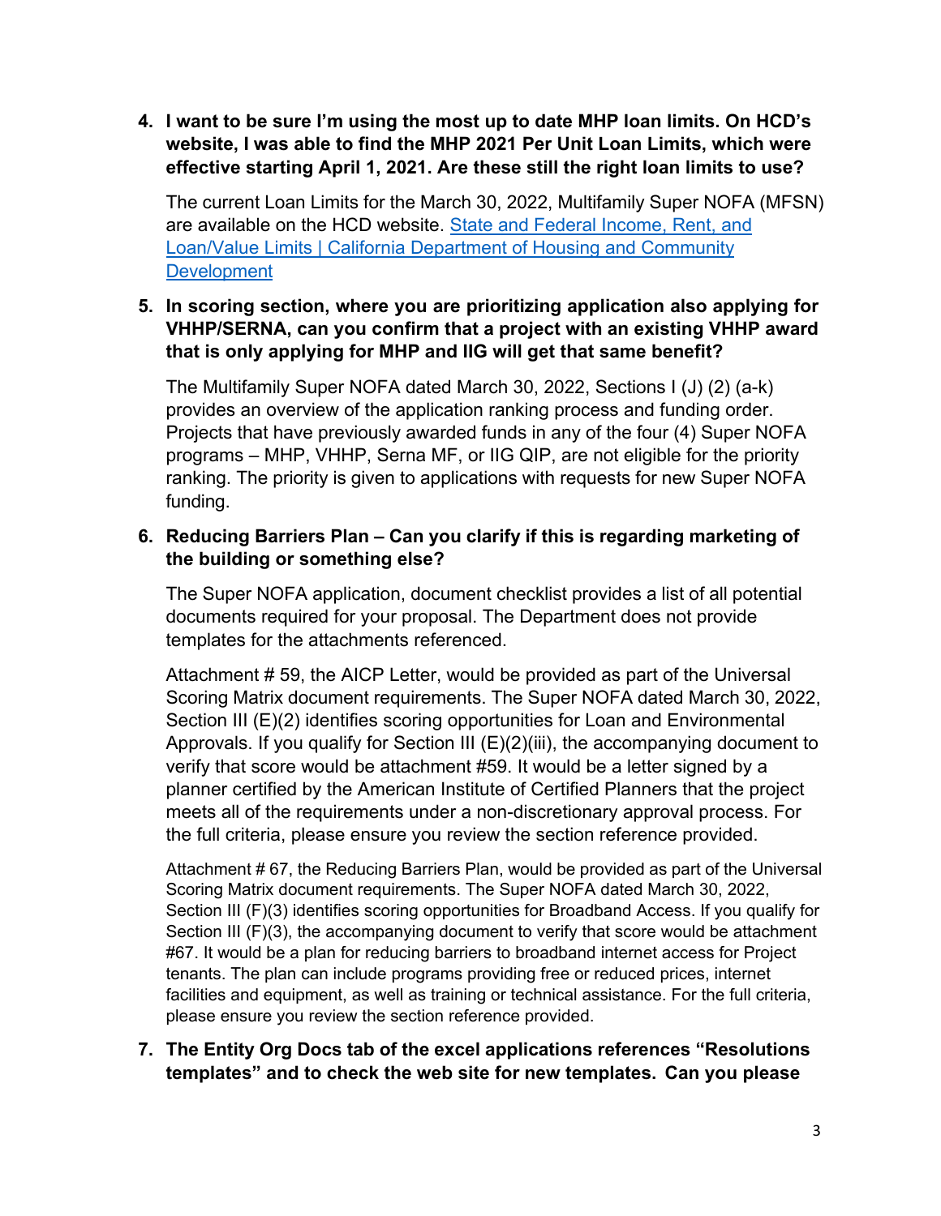4. **I want to be sure I'm using the most up to date MHP loan limits. On HCD's website, I was able to find the MHP 2021 Per Unit Loan Limits, which were effective starting April 1, 2021. Are these still the right loan limits to use?**

   The current Loan Limits for the March 30, 2022, Multifamily Super NOFA (MFSN) are available on the HCD website. [State and Federal Income, Rent, and Loan/Value Limits | California Department of Housing and Community Development]()

5. **In scoring section, where you are prioritizing application also applying for VHHP/SERNA, can you confirm that a project with an existing VHHP award that is only applying for MHP and IIG will get that same benefit?**

   The Multifamily Super NOFA dated March 30, 2022, Sections I (J) (2) (a-k) provides an overview of the application ranking process and funding order. Projects that have previously awarded funds in any of the four (4) Super NOFA programs – MHP, VHHP, Serna MF, or IIG QIP, are not eligible for the priority ranking. The priority is given to applications with requests for new Super NOFA funding.

6. **Reducing Barriers Plan – Can you clarify if this is regarding marketing of the building or something else?**

   The Super NOFA application, document checklist provides a list of all potential documents required for your proposal. The Department does not provide templates for the attachments referenced.

   Attachment # 59, the AICP Letter, would be provided as part of the Universal Scoring Matrix document requirements. The Super NOFA dated March 30, 2022, Section III (E)(2) identifies scoring opportunities for Loan and Environmental Approvals. If you qualify for Section III (E)(2)(iii), the accompanying document to verify that score would be attachment #59. It would be a letter signed by a planner certified by the American Institute of Certified Planners that the project meets all of the requirements under a non-discretionary approval process. For the full criteria, please ensure you review the section reference provided.

   Attachment # 67, the Reducing Barriers Plan, would be provided as part of the Universal Scoring Matrix document requirements. The Super NOFA dated March 30, 2022, Section III (F)(3) identifies scoring opportunities for Broadband Access. If you qualify for Section III (F)(3), the accompanying document to verify that score would be attachment #67. It would be a plan for reducing barriers to broadband internet access for Project tenants. The plan can include programs providing free or reduced prices, internet facilities and equipment, as well as training or technical assistance. For the full criteria, please ensure you review the section reference provided.

7. **The Entity Org Docs tab of the excel applications references "Resolutions templates" and to check the web site for new templates. Can you please**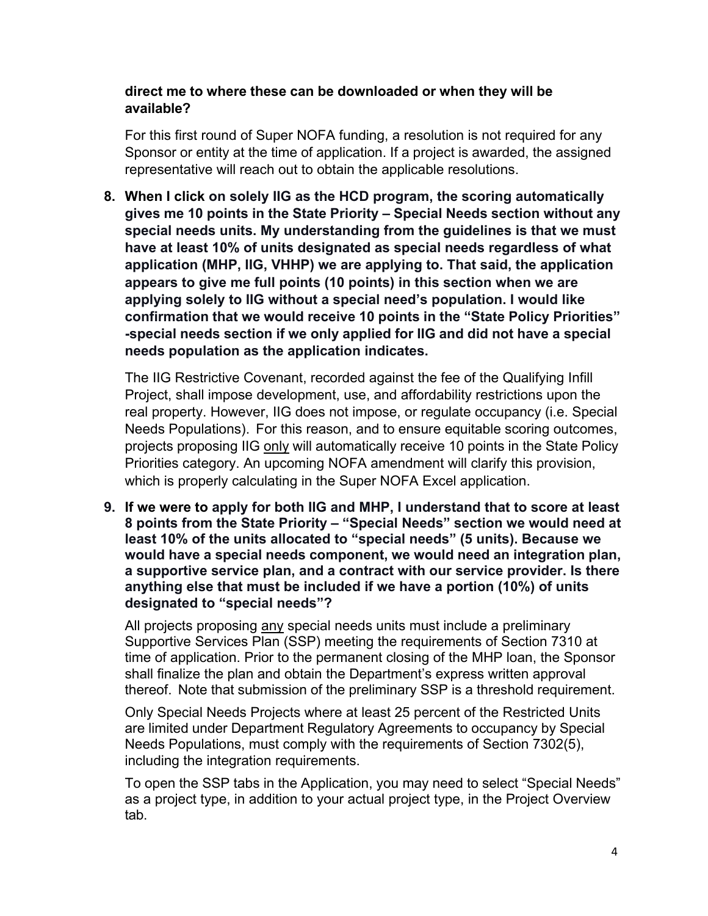**direct me to where these can be downloaded or when they will be available?**

For this first round of Super NOFA funding, a resolution is not required for any Sponsor or entity at the time of application. If a project is awarded, the assigned representative will reach out to obtain the applicable resolutions.

8. **When I click on solely IIG as the HCD program, the scoring automatically gives me 10 points in the State Priority – Special Needs section without any special needs units. My understanding from the guidelines is that we must have at least 10% of units designated as special needs regardless of what application (MHP, IIG, VHHP) we are applying to. That said, the application appears to give me full points (10 points) in this section when we are applying solely to IIG without a special need's population. I would like confirmation that we would receive 10 points in the "State Policy Priorities" -special needs section if we only applied for IIG and did not have a special needs population as the application indicates.**

   The IIG Restrictive Covenant, recorded against the fee of the Qualifying Infill Project, shall impose development, use, and affordability restrictions upon the real property. However, IIG does not impose, or regulate occupancy (i.e. Special Needs Populations). For this reason, and to ensure equitable scoring outcomes, projects proposing IIG only will automatically receive 10 points in the State Policy Priorities category. An upcoming NOFA amendment will clarify this provision, which is properly calculating in the Super NOFA Excel application.

9. **If we were to apply for both IIG and MHP, I understand that to score at least 8 points from the State Priority – "Special Needs" section we would need at least 10% of the units allocated to "special needs" (5 units). Because we would have a special needs component, we would need an integration plan, a supportive service plan, and a contract with our service provider. Is there anything else that must be included if we have a portion (10%) of units designated to "special needs"?**

   All projects proposing any special needs units must include a preliminary Supportive Services Plan (SSP) meeting the requirements of Section 7310 at time of application. Prior to the permanent closing of the MHP loan, the Sponsor shall finalize the plan and obtain the Department's express written approval thereof. Note that submission of the preliminary SSP is a threshold requirement.

   Only Special Needs Projects where at least 25 percent of the Restricted Units are limited under Department Regulatory Agreements to occupancy by Special Needs Populations, must comply with the requirements of Section 7302(5), including the integration requirements.

   To open the SSP tabs in the Application, you may need to select "Special Needs" as a project type, in addition to your actual project type, in the Project Overview tab.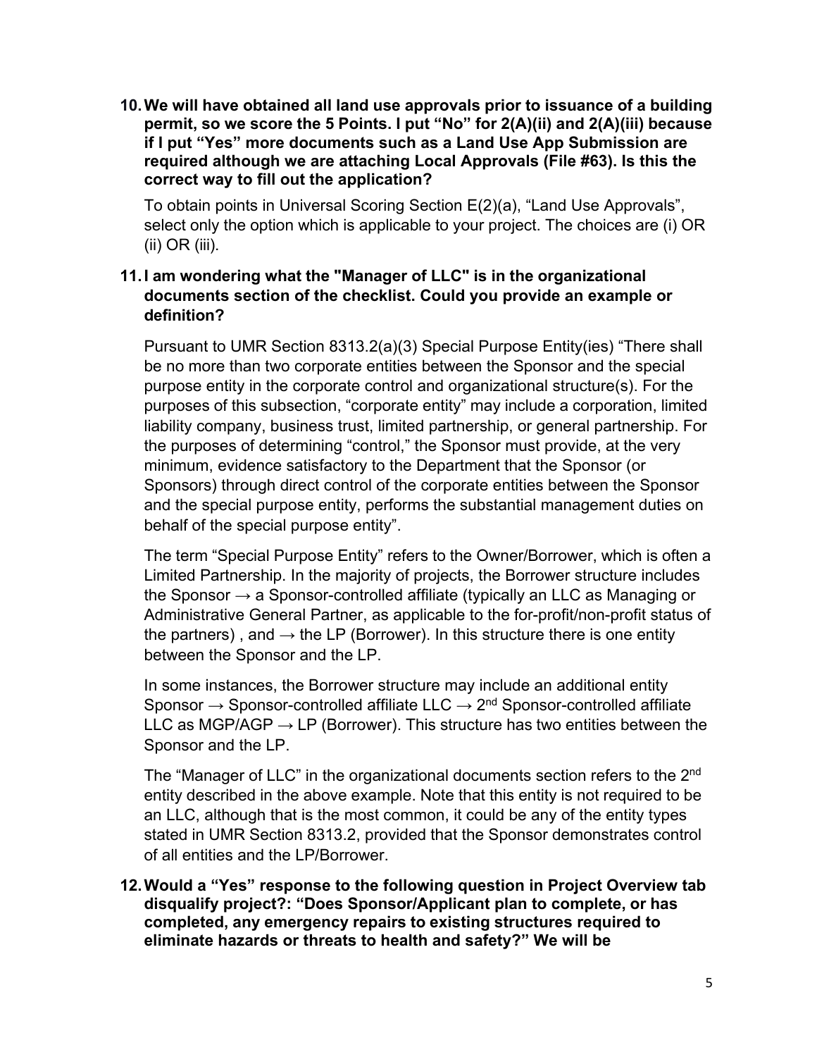10. **We will have obtained all land use approvals prior to issuance of a building permit, so we score the 5 Points. I put "No" for 2(A)(ii) and 2(A)(iii) because if I put "Yes" more documents such as a Land Use App Submission are required although we are attaching Local Approvals (File #63). Is this the correct way to fill out the application?**

    To obtain points in Universal Scoring Section E(2)(a), "Land Use Approvals", select only the option which is applicable to your project. The choices are (i) OR (ii) OR (iii).

11. **I am wondering what the "Manager of LLC" is in the organizational documents section of the checklist. Could you provide an example or definition?**

    Pursuant to UMR Section 8313.2(a)(3) Special Purpose Entity(ies) "There shall be no more than two corporate entities between the Sponsor and the special purpose entity in the corporate control and organizational structure(s). For the purposes of this subsection, "corporate entity" may include a corporation, limited liability company, business trust, limited partnership, or general partnership. For the purposes of determining "control," the Sponsor must provide, at the very minimum, evidence satisfactory to the Department that the Sponsor (or Sponsors) through direct control of the corporate entities between the Sponsor and the special purpose entity, performs the substantial management duties on behalf of the special purpose entity".

    The term "Special Purpose Entity" refers to the Owner/Borrower, which is often a Limited Partnership. In the majority of projects, the Borrower structure includes the Sponsor → a Sponsor-controlled affiliate (typically an LLC as Managing or Administrative General Partner, as applicable to the for-profit/non-profit status of the partners) , and → the LP (Borrower). In this structure there is one entity between the Sponsor and the LP.

    In some instances, the Borrower structure may include an additional entity Sponsor → Sponsor-controlled affiliate LLC → 2nd Sponsor-controlled affiliate LLC as MGP/AGP → LP (Borrower). This structure has two entities between the Sponsor and the LP.

    The "Manager of LLC" in the organizational documents section refers to the 2nd entity described in the above example. Note that this entity is not required to be an LLC, although that is the most common, it could be any of the entity types stated in UMR Section 8313.2, provided that the Sponsor demonstrates control of all entities and the LP/Borrower.

12. **Would a "Yes" response to the following question in Project Overview tab disqualify project?: "Does Sponsor/Applicant plan to complete, or has completed, any emergency repairs to existing structures required to eliminate hazards or threats to health and safety?" We will be**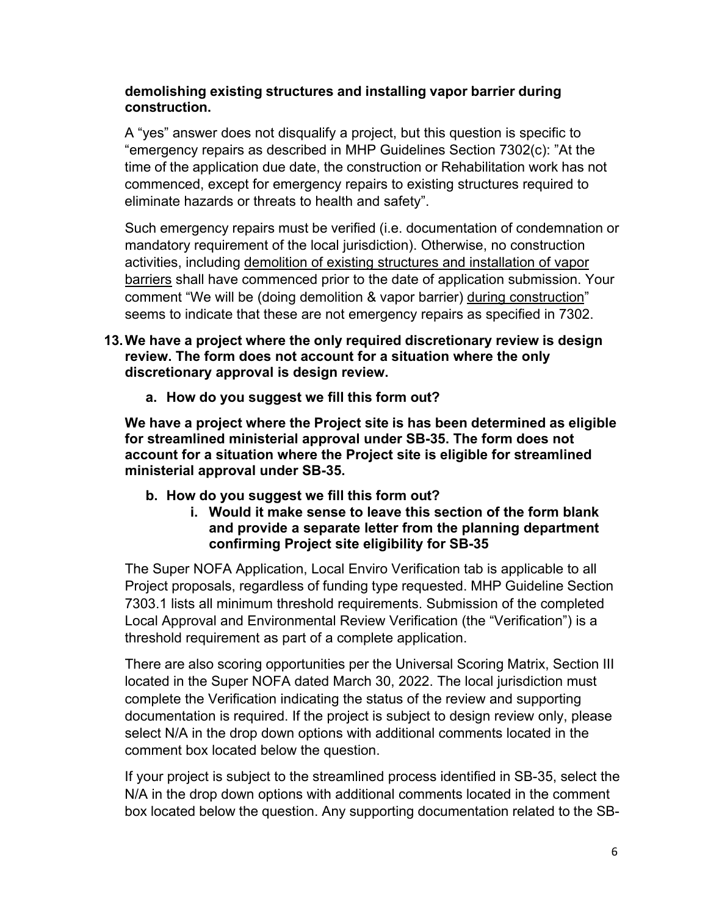**demolishing existing structures and installing vapor barrier during construction.**

A "yes" answer does not disqualify a project, but this question is specific to "emergency repairs as described in MHP Guidelines Section 7302(c): "At the time of the application due date, the construction or Rehabilitation work has not commenced, except for emergency repairs to existing structures required to eliminate hazards or threats to health and safety".

Such emergency repairs must be verified (i.e. documentation of condemnation or mandatory requirement of the local jurisdiction). Otherwise, no construction activities, including <u>demolition of existing structures and installation of vapor barriers</u> shall have commenced prior to the date of application submission. Your comment "We will be (doing demolition & vapor barrier) <u>during construction</u>" seems to indicate that these are not emergency repairs as specified in 7302.

13. **We have a project where the only required discretionary review is design review. The form does not account for a situation where the only discretionary approval is design review.**

    a. **How do you suggest we fill this form out?**

**We have a project where the Project site is has been determined as eligible for streamlined ministerial approval under SB-35. The form does not account for a situation where the Project site is eligible for streamlined ministerial approval under SB-35.**

   b. **How do you suggest we fill this form out?**
      i. **Would it make sense to leave this section of the form blank and provide a separate letter from the planning department confirming Project site eligibility for SB-35**

The Super NOFA Application, Local Enviro Verification tab is applicable to all Project proposals, regardless of funding type requested. MHP Guideline Section 7303.1 lists all minimum threshold requirements. Submission of the completed Local Approval and Environmental Review Verification (the "Verification") is a threshold requirement as part of a complete application.

There are also scoring opportunities per the Universal Scoring Matrix, Section III located in the Super NOFA dated March 30, 2022. The local jurisdiction must complete the Verification indicating the status of the review and supporting documentation is required. If the project is subject to design review only, please select N/A in the drop down options with additional comments located in the comment box located below the question.

If your project is subject to the streamlined process identified in SB-35, select the N/A in the drop down options with additional comments located in the comment box located below the question. Any supporting documentation related to the SB-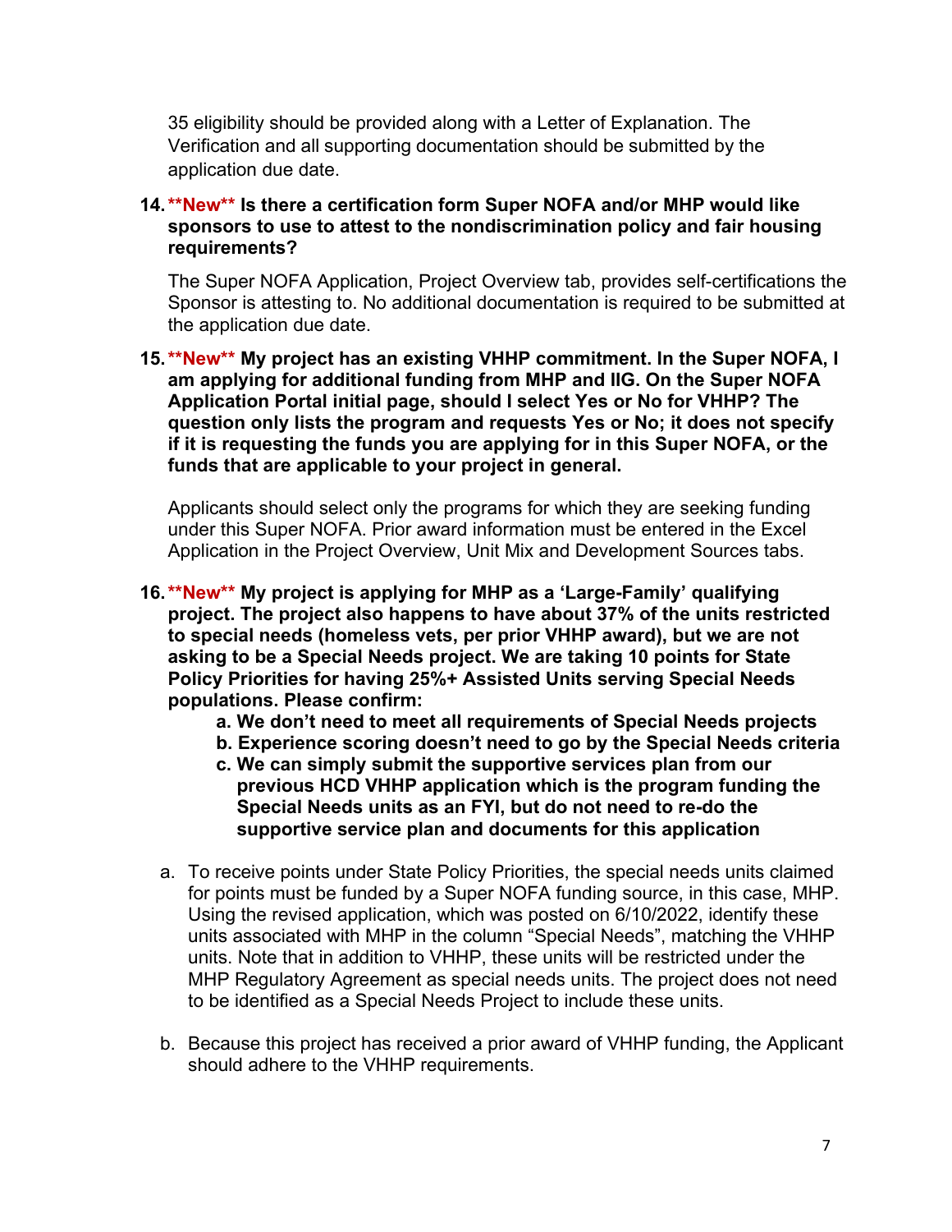35 eligibility should be provided along with a Letter of Explanation. The Verification and all supporting documentation should be submitted by the application due date.

14. **\*\*New\*\* Is there a certification form Super NOFA and/or MHP would like sponsors to use to attest to the nondiscrimination policy and fair housing requirements?**

    The Super NOFA Application, Project Overview tab, provides self-certifications the Sponsor is attesting to. No additional documentation is required to be submitted at the application due date.

15. **\*\*New\*\* My project has an existing VHHP commitment. In the Super NOFA, I am applying for additional funding from MHP and IIG. On the Super NOFA Application Portal initial page, should I select Yes or No for VHHP? The question only lists the program and requests Yes or No; it does not specify if it is requesting the funds you are applying for in this Super NOFA, or the funds that are applicable to your project in general.**

    Applicants should select only the programs for which they are seeking funding under this Super NOFA. Prior award information must be entered in the Excel Application in the Project Overview, Unit Mix and Development Sources tabs.

16. **\*\*New\*\* My project is applying for MHP as a 'Large-Family' qualifying project. The project also happens to have about 37% of the units restricted to special needs (homeless vets, per prior VHHP award), but we are not asking to be a Special Needs project. We are taking 10 points for State Policy Priorities for having 25%+ Assisted Units serving Special Needs populations. Please confirm:**
    - **a. We don't need to meet all requirements of Special Needs projects**
    - **b. Experience scoring doesn't need to go by the Special Needs criteria**
    - **c. We can simply submit the supportive services plan from our previous HCD VHHP application which is the program funding the Special Needs units as an FYI, but do not need to re-do the supportive service plan and documents for this application**

    a. To receive points under State Policy Priorities, the special needs units claimed for points must be funded by a Super NOFA funding source, in this case, MHP. Using the revised application, which was posted on 6/10/2022, identify these units associated with MHP in the column "Special Needs", matching the VHHP units. Note that in addition to VHHP, these units will be restricted under the MHP Regulatory Agreement as special needs units. The project does not need to be identified as a Special Needs Project to include these units.

    b. Because this project has received a prior award of VHHP funding, the Applicant should adhere to the VHHP requirements.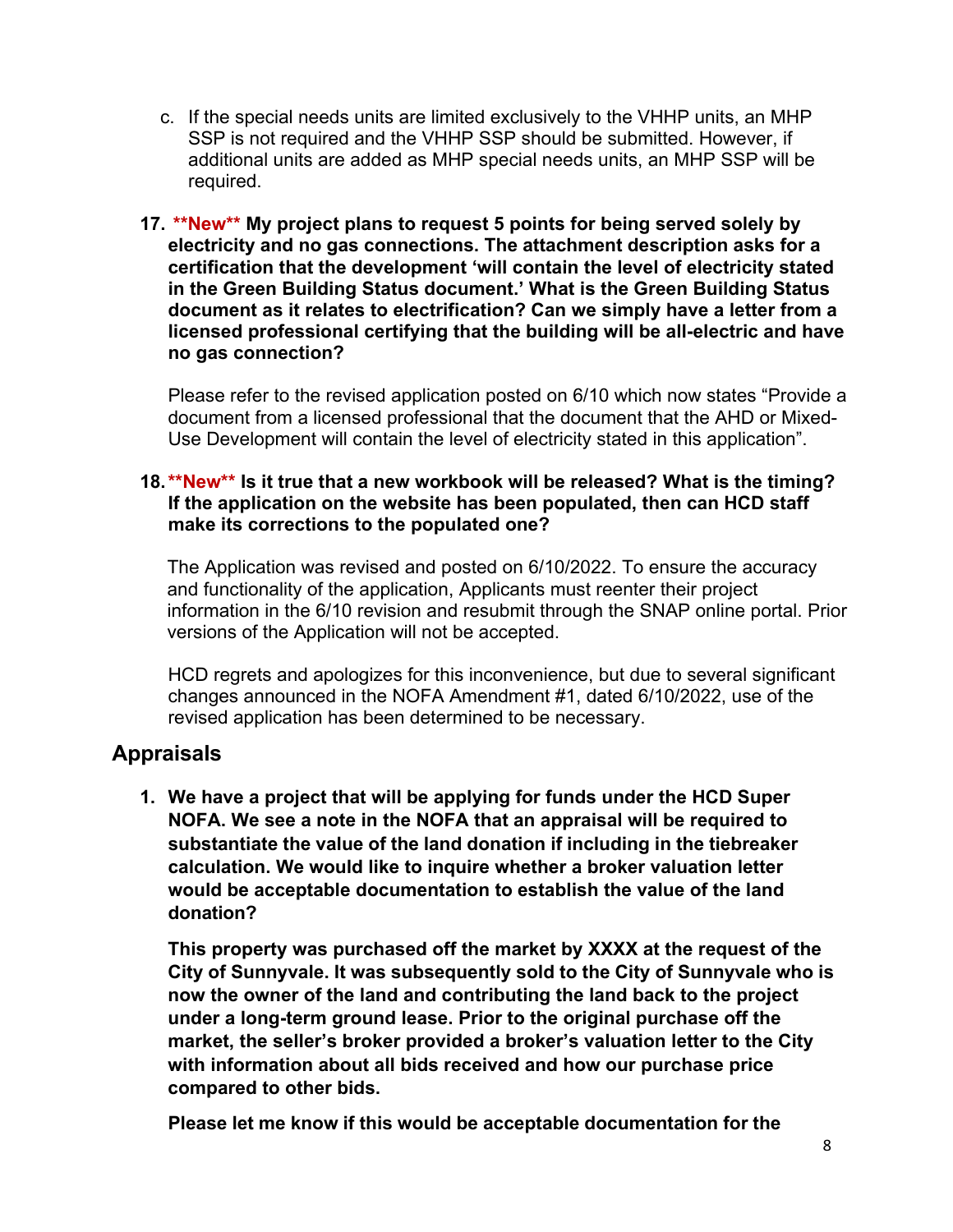c. If the special needs units are limited exclusively to the VHHP units, an MHP SSP is not required and the VHHP SSP should be submitted. However, if additional units are added as MHP special needs units, an MHP SSP will be required.

17. **\*\*New\*\* My project plans to request 5 points for being served solely by electricity and no gas connections. The attachment description asks for a certification that the development 'will contain the level of electricity stated in the Green Building Status document.' What is the Green Building Status document as it relates to electrification? Can we simply have a letter from a licensed professional certifying that the building will be all-electric and have no gas connection?**

    Please refer to the revised application posted on 6/10 which now states "Provide a document from a licensed professional that the document that the AHD or Mixed-Use Development will contain the level of electricity stated in this application".

18. **\*\*New\*\* Is it true that a new workbook will be released? What is the timing? If the application on the website has been populated, then can HCD staff make its corrections to the populated one?**

    The Application was revised and posted on 6/10/2022. To ensure the accuracy and functionality of the application, Applicants must reenter their project information in the 6/10 revision and resubmit through the SNAP online portal. Prior versions of the Application will not be accepted.

    HCD regrets and apologizes for this inconvenience, but due to several significant changes announced in the NOFA Amendment #1, dated 6/10/2022, use of the revised application has been determined to be necessary.

## Appraisals

1. **We have a project that will be applying for funds under the HCD Super NOFA. We see a note in the NOFA that an appraisal will be required to substantiate the value of the land donation if including in the tiebreaker calculation. We would like to inquire whether a broker valuation letter would be acceptable documentation to establish the value of the land donation?**

    **This property was purchased off the market by XXXX at the request of the City of Sunnyvale. It was subsequently sold to the City of Sunnyvale who is now the owner of the land and contributing the land back to the project under a long-term ground lease. Prior to the original purchase off the market, the seller's broker provided a broker's valuation letter to the City with information about all bids received and how our purchase price compared to other bids.**

    **Please let me know if this would be acceptable documentation for the**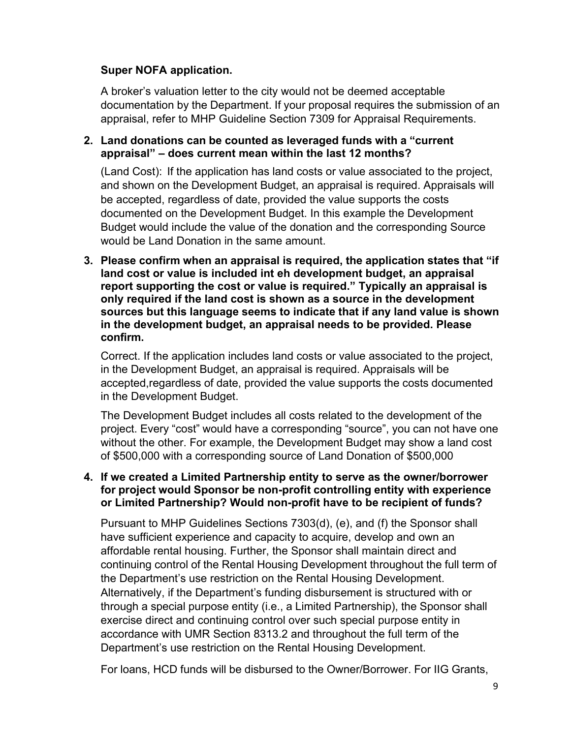**Super NOFA application.**

A broker's valuation letter to the city would not be deemed acceptable documentation by the Department. If your proposal requires the submission of an appraisal, refer to MHP Guideline Section 7309 for Appraisal Requirements.

2. **Land donations can be counted as leveraged funds with a "current appraisal" – does current mean within the last 12 months?**

   (Land Cost): If the application has land costs or value associated to the project, and shown on the Development Budget, an appraisal is required. Appraisals will be accepted, regardless of date, provided the value supports the costs documented on the Development Budget. In this example the Development Budget would include the value of the donation and the corresponding Source would be Land Donation in the same amount.

3. **Please confirm when an appraisal is required, the application states that "if land cost or value is included int eh development budget, an appraisal report supporting the cost or value is required." Typically an appraisal is only required if the land cost is shown as a source in the development sources but this language seems to indicate that if any land value is shown in the development budget, an appraisal needs to be provided. Please confirm.**

   Correct. If the application includes land costs or value associated to the project, in the Development Budget, an appraisal is required. Appraisals will be accepted,regardless of date, provided the value supports the costs documented in the Development Budget.

   The Development Budget includes all costs related to the development of the project. Every "cost" would have a corresponding "source", you can not have one without the other. For example, the Development Budget may show a land cost of $500,000 with a corresponding source of Land Donation of $500,000

4. **If we created a Limited Partnership entity to serve as the owner/borrower for project would Sponsor be non-profit controlling entity with experience or Limited Partnership? Would non-profit have to be recipient of funds?**

   Pursuant to MHP Guidelines Sections 7303(d), (e), and (f) the Sponsor shall have sufficient experience and capacity to acquire, develop and own an affordable rental housing. Further, the Sponsor shall maintain direct and continuing control of the Rental Housing Development throughout the full term of the Department's use restriction on the Rental Housing Development. Alternatively, if the Department's funding disbursement is structured with or through a special purpose entity (i.e., a Limited Partnership), the Sponsor shall exercise direct and continuing control over such special purpose entity in accordance with UMR Section 8313.2 and throughout the full term of the Department's use restriction on the Rental Housing Development.

   For loans, HCD funds will be disbursed to the Owner/Borrower. For IIG Grants,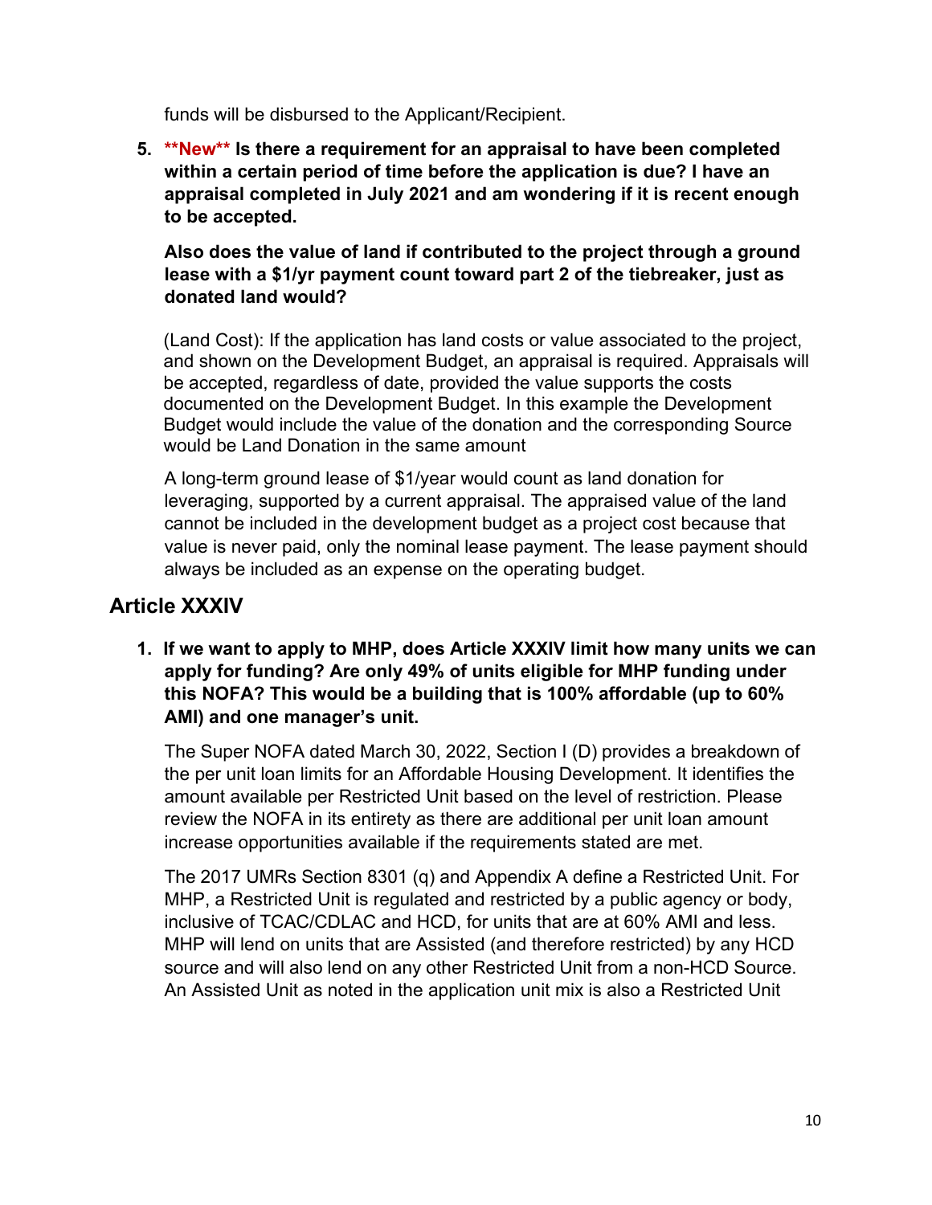funds will be disbursed to the Applicant/Recipient.

5. **New** **Is there a requirement for an appraisal to have been completed within a certain period of time before the application is due? I have an appraisal completed in July 2021 and am wondering if it is recent enough to be accepted.**

   **Also does the value of land if contributed to the project through a ground lease with a $1/yr payment count toward part 2 of the tiebreaker, just as donated land would?**

   (Land Cost): If the application has land costs or value associated to the project, and shown on the Development Budget, an appraisal is required. Appraisals will be accepted, regardless of date, provided the value supports the costs documented on the Development Budget. In this example the Development Budget would include the value of the donation and the corresponding Source would be Land Donation in the same amount

   A long-term ground lease of $1/year would count as land donation for leveraging, supported by a current appraisal. The appraised value of the land cannot be included in the development budget as a project cost because that value is never paid, only the nominal lease payment. The lease payment should always be included as an expense on the operating budget.

## Article XXXIV

1. **If we want to apply to MHP, does Article XXXIV limit how many units we can apply for funding? Are only 49% of units eligible for MHP funding under this NOFA? This would be a building that is 100% affordable (up to 60% AMI) and one manager's unit.**

   The Super NOFA dated March 30, 2022, Section I (D) provides a breakdown of the per unit loan limits for an Affordable Housing Development. It identifies the amount available per Restricted Unit based on the level of restriction. Please review the NOFA in its entirety as there are additional per unit loan amount increase opportunities available if the requirements stated are met.

   The 2017 UMRs Section 8301 (q) and Appendix A define a Restricted Unit. For MHP, a Restricted Unit is regulated and restricted by a public agency or body, inclusive of TCAC/CDLAC and HCD, for units that are at 60% AMI and less. MHP will lend on units that are Assisted (and therefore restricted) by any HCD source and will also lend on any other Restricted Unit from a non-HCD Source. An Assisted Unit as noted in the application unit mix is also a Restricted Unit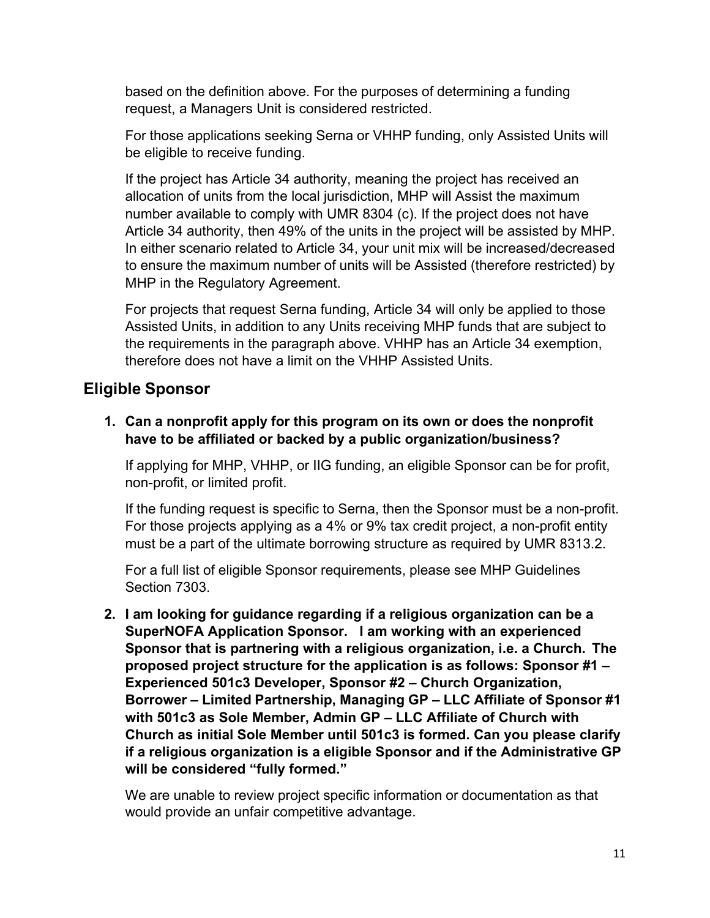based on the definition above. For the purposes of determining a funding request, a Managers Unit is considered restricted.

For those applications seeking Serna or VHHP funding, only Assisted Units will be eligible to receive funding.

If the project has Article 34 authority, meaning the project has received an allocation of units from the local jurisdiction, MHP will Assist the maximum number available to comply with UMR 8304 (c). If the project does not have Article 34 authority, then 49% of the units in the project will be assisted by MHP. In either scenario related to Article 34, your unit mix will be increased/decreased to ensure the maximum number of units will be Assisted (therefore restricted) by MHP in the Regulatory Agreement.

For projects that request Serna funding, Article 34 will only be applied to those Assisted Units, in addition to any Units receiving MHP funds that are subject to the requirements in the paragraph above. VHHP has an Article 34 exemption, therefore does not have a limit on the VHHP Assisted Units.

## Eligible Sponsor

1. **Can a nonprofit apply for this program on its own or does the nonprofit have to be affiliated or backed by a public organization/business?**

   If applying for MHP, VHHP, or IIG funding, an eligible Sponsor can be for profit, non-profit, or limited profit.

   If the funding request is specific to Serna, then the Sponsor must be a non-profit. For those projects applying as a 4% or 9% tax credit project, a non-profit entity must be a part of the ultimate borrowing structure as required by UMR 8313.2.

   For a full list of eligible Sponsor requirements, please see MHP Guidelines Section 7303.

2. **I am looking for guidance regarding if a religious organization can be a SuperNOFA Application Sponsor. I am working with an experienced Sponsor that is partnering with a religious organization, i.e. a Church. The proposed project structure for the application is as follows: Sponsor #1 – Experienced 501c3 Developer, Sponsor #2 – Church Organization, Borrower – Limited Partnership, Managing GP – LLC Affiliate of Sponsor #1 with 501c3 as Sole Member, Admin GP – LLC Affiliate of Church with Church as initial Sole Member until 501c3 is formed. Can you please clarify if a religious organization is a eligible Sponsor and if the Administrative GP will be considered "fully formed."**

   We are unable to review project specific information or documentation as that would provide an unfair competitive advantage.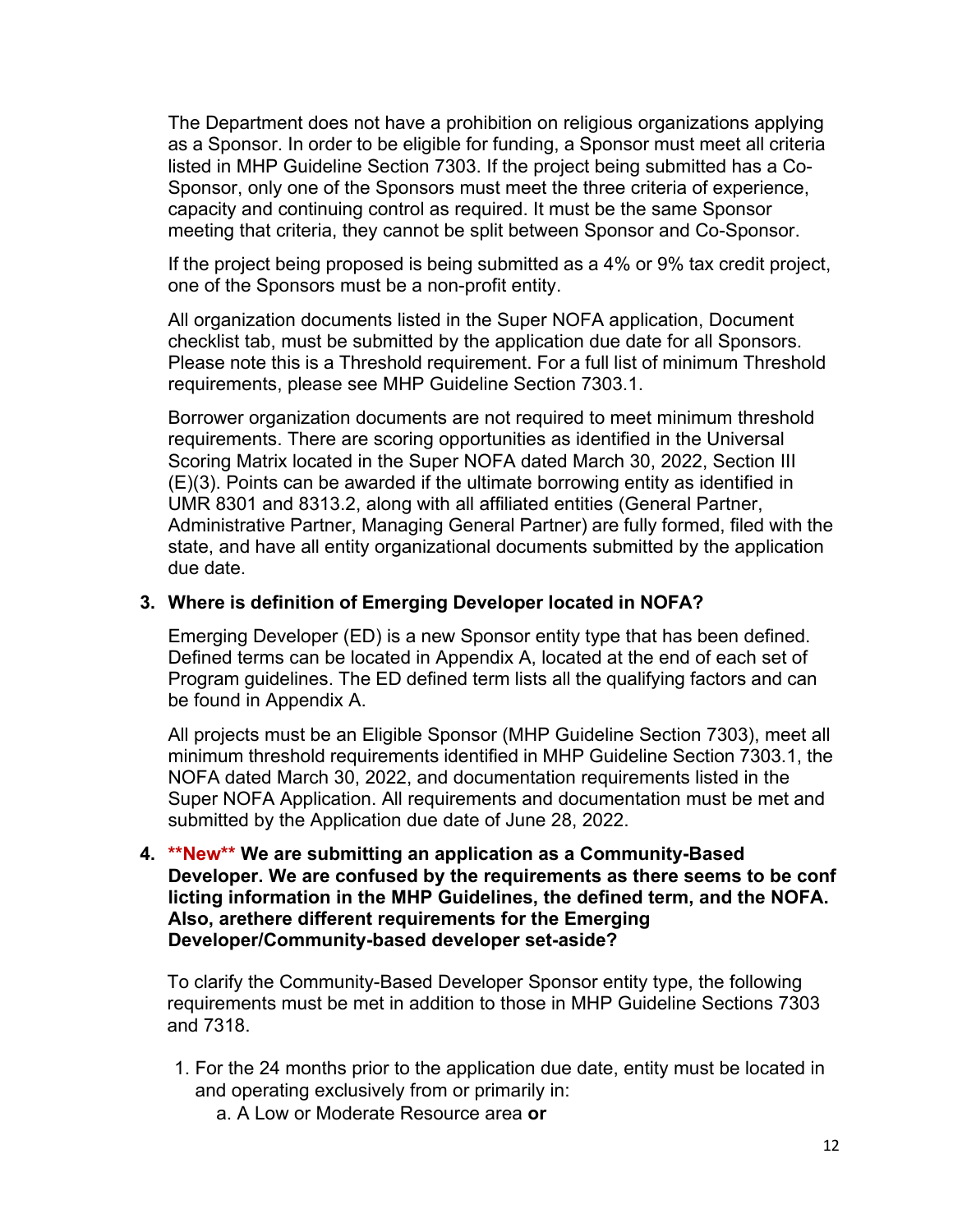The Department does not have a prohibition on religious organizations applying as a Sponsor. In order to be eligible for funding, a Sponsor must meet all criteria listed in MHP Guideline Section 7303. If the project being submitted has a Co-Sponsor, only one of the Sponsors must meet the three criteria of experience, capacity and continuing control as required. It must be the same Sponsor meeting that criteria, they cannot be split between Sponsor and Co-Sponsor.

If the project being proposed is being submitted as a 4% or 9% tax credit project, one of the Sponsors must be a non-profit entity.

All organization documents listed in the Super NOFA application, Document checklist tab, must be submitted by the application due date for all Sponsors. Please note this is a Threshold requirement. For a full list of minimum Threshold requirements, please see MHP Guideline Section 7303.1.

Borrower organization documents are not required to meet minimum threshold requirements. There are scoring opportunities as identified in the Universal Scoring Matrix located in the Super NOFA dated March 30, 2022, Section III (E)(3). Points can be awarded if the ultimate borrowing entity as identified in UMR 8301 and 8313.2, along with all affiliated entities (General Partner, Administrative Partner, Managing General Partner) are fully formed, filed with the state, and have all entity organizational documents submitted by the application due date.

**3. Where is definition of Emerging Developer located in NOFA?**

Emerging Developer (ED) is a new Sponsor entity type that has been defined. Defined terms can be located in Appendix A, located at the end of each set of Program guidelines. The ED defined term lists all the qualifying factors and can be found in Appendix A.

All projects must be an Eligible Sponsor (MHP Guideline Section 7303), meet all minimum threshold requirements identified in MHP Guideline Section 7303.1, the NOFA dated March 30, 2022, and documentation requirements listed in the Super NOFA Application. All requirements and documentation must be met and submitted by the Application due date of June 28, 2022.

**4. \*\*New\*\* We are submitting an application as a Community-Based Developer. We are confused by the requirements as there seems to be conf licting information in the MHP Guidelines, the defined term, and the NOFA. Also, arethere different requirements for the Emerging Developer/Community-based developer set-aside?**

To clarify the Community-Based Developer Sponsor entity type, the following requirements must be met in addition to those in MHP Guideline Sections 7303 and 7318.

1. For the 24 months prior to the application due date, entity must be located in and operating exclusively from or primarily in:
   a. A Low or Moderate Resource area **or**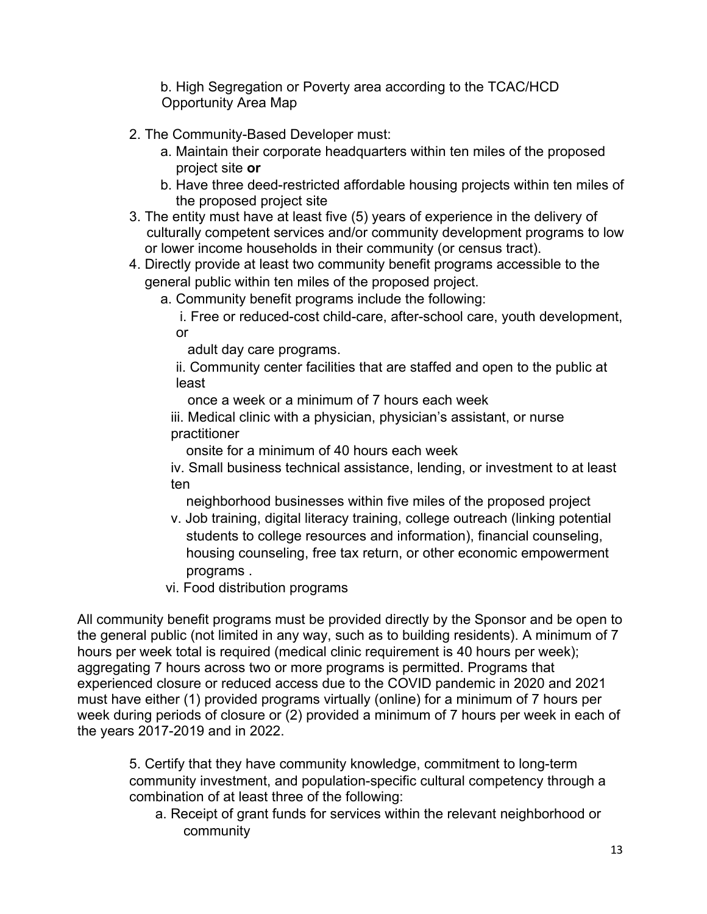b. High Segregation or Poverty area according to the TCAC/HCD Opportunity Area Map

2. The Community-Based Developer must:
   a. Maintain their corporate headquarters within ten miles of the proposed project site **or**
   b. Have three deed-restricted affordable housing projects within ten miles of the proposed project site
3. The entity must have at least five (5) years of experience in the delivery of culturally competent services and/or community development programs to low or lower income households in their community (or census tract).
4. Directly provide at least two community benefit programs accessible to the general public within ten miles of the proposed project.
   a. Community benefit programs include the following:
      i. Free or reduced-cost child-care, after-school care, youth development, or adult day care programs.
      ii. Community center facilities that are staffed and open to the public at least once a week or a minimum of 7 hours each week
      iii. Medical clinic with a physician, physician's assistant, or nurse practitioner onsite for a minimum of 40 hours each week
      iv. Small business technical assistance, lending, or investment to at least ten neighborhood businesses within five miles of the proposed project
      v. Job training, digital literacy training, college outreach (linking potential students to college resources and information), financial counseling, housing counseling, free tax return, or other economic empowerment programs .
      vi. Food distribution programs

All community benefit programs must be provided directly by the Sponsor and be open to the general public (not limited in any way, such as to building residents). A minimum of 7 hours per week total is required (medical clinic requirement is 40 hours per week); aggregating 7 hours across two or more programs is permitted. Programs that experienced closure or reduced access due to the COVID pandemic in 2020 and 2021 must have either (1) provided programs virtually (online) for a minimum of 7 hours per week during periods of closure or (2) provided a minimum of 7 hours per week in each of the years 2017-2019 and in 2022.

5. Certify that they have community knowledge, commitment to long-term community investment, and population-specific cultural competency through a combination of at least three of the following:
   a. Receipt of grant funds for services within the relevant neighborhood or community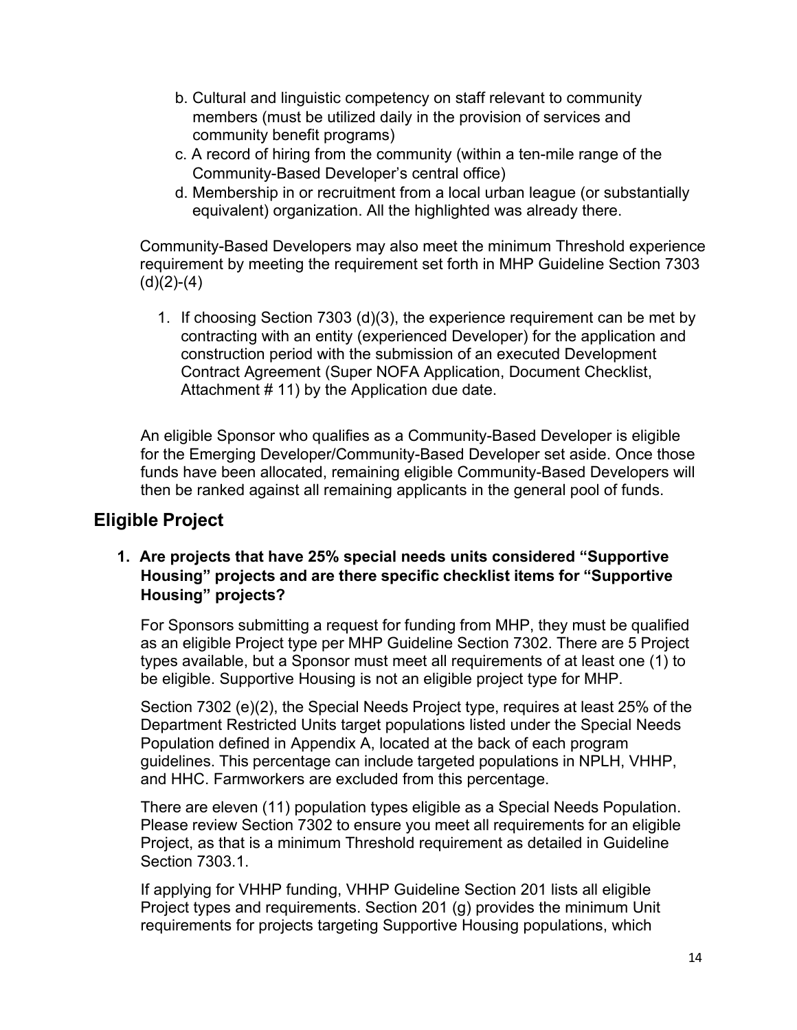b. Cultural and linguistic competency on staff relevant to community members (must be utilized daily in the provision of services and community benefit programs)

c. A record of hiring from the community (within a ten-mile range of the Community-Based Developer's central office)

d. Membership in or recruitment from a local urban league (or substantially equivalent) organization. All the highlighted was already there.

Community-Based Developers may also meet the minimum Threshold experience requirement by meeting the requirement set forth in MHP Guideline Section 7303 (d)(2)-(4)

1. If choosing Section 7303 (d)(3), the experience requirement can be met by contracting with an entity (experienced Developer) for the application and construction period with the submission of an executed Development Contract Agreement (Super NOFA Application, Document Checklist, Attachment # 11) by the Application due date.

An eligible Sponsor who qualifies as a Community-Based Developer is eligible for the Emerging Developer/Community-Based Developer set aside. Once those funds have been allocated, remaining eligible Community-Based Developers will then be ranked against all remaining applicants in the general pool of funds.

## Eligible Project

1. **Are projects that have 25% special needs units considered "Supportive Housing" projects and are there specific checklist items for "Supportive Housing" projects?**

   For Sponsors submitting a request for funding from MHP, they must be qualified as an eligible Project type per MHP Guideline Section 7302. There are 5 Project types available, but a Sponsor must meet all requirements of at least one (1) to be eligible. Supportive Housing is not an eligible project type for MHP.

   Section 7302 (e)(2), the Special Needs Project type, requires at least 25% of the Department Restricted Units target populations listed under the Special Needs Population defined in Appendix A, located at the back of each program guidelines. This percentage can include targeted populations in NPLH, VHHP, and HHC. Farmworkers are excluded from this percentage.

   There are eleven (11) population types eligible as a Special Needs Population. Please review Section 7302 to ensure you meet all requirements for an eligible Project, as that is a minimum Threshold requirement as detailed in Guideline Section 7303.1.

   If applying for VHHP funding, VHHP Guideline Section 201 lists all eligible Project types and requirements. Section 201 (g) provides the minimum Unit requirements for projects targeting Supportive Housing populations, which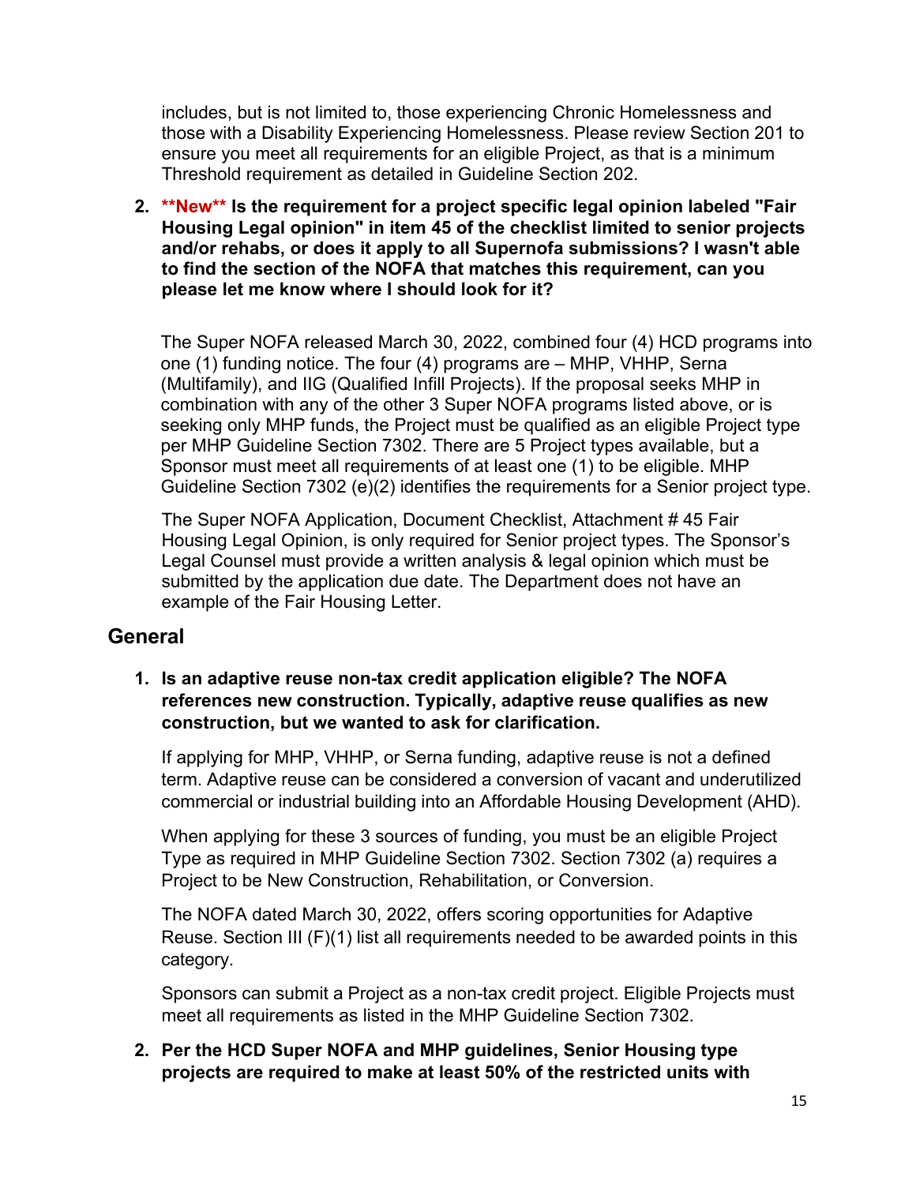includes, but is not limited to, those experiencing Chronic Homelessness and those with a Disability Experiencing Homelessness. Please review Section 201 to ensure you meet all requirements for an eligible Project, as that is a minimum Threshold requirement as detailed in Guideline Section 202.

2. **\*\*New\*\* Is the requirement for a project specific legal opinion labeled "Fair Housing Legal opinion" in item 45 of the checklist limited to senior projects and/or rehabs, or does it apply to all Supernofa submissions? I wasn't able to find the section of the NOFA that matches this requirement, can you please let me know where I should look for it?**

   The Super NOFA released March 30, 2022, combined four (4) HCD programs into one (1) funding notice. The four (4) programs are – MHP, VHHP, Serna (Multifamily), and IIG (Qualified Infill Projects). If the proposal seeks MHP in combination with any of the other 3 Super NOFA programs listed above, or is seeking only MHP funds, the Project must be qualified as an eligible Project type per MHP Guideline Section 7302. There are 5 Project types available, but a Sponsor must meet all requirements of at least one (1) to be eligible. MHP Guideline Section 7302 (e)(2) identifies the requirements for a Senior project type.

   The Super NOFA Application, Document Checklist, Attachment # 45 Fair Housing Legal Opinion, is only required for Senior project types. The Sponsor's Legal Counsel must provide a written analysis & legal opinion which must be submitted by the application due date. The Department does not have an example of the Fair Housing Letter.

## General

1. **Is an adaptive reuse non-tax credit application eligible? The NOFA references new construction. Typically, adaptive reuse qualifies as new construction, but we wanted to ask for clarification.**

   If applying for MHP, VHHP, or Serna funding, adaptive reuse is not a defined term. Adaptive reuse can be considered a conversion of vacant and underutilized commercial or industrial building into an Affordable Housing Development (AHD).

   When applying for these 3 sources of funding, you must be an eligible Project Type as required in MHP Guideline Section 7302. Section 7302 (a) requires a Project to be New Construction, Rehabilitation, or Conversion.

   The NOFA dated March 30, 2022, offers scoring opportunities for Adaptive Reuse. Section III (F)(1) list all requirements needed to be awarded points in this category.

   Sponsors can submit a Project as a non-tax credit project. Eligible Projects must meet all requirements as listed in the MHP Guideline Section 7302.

2. **Per the HCD Super NOFA and MHP guidelines, Senior Housing type projects are required to make at least 50% of the restricted units with**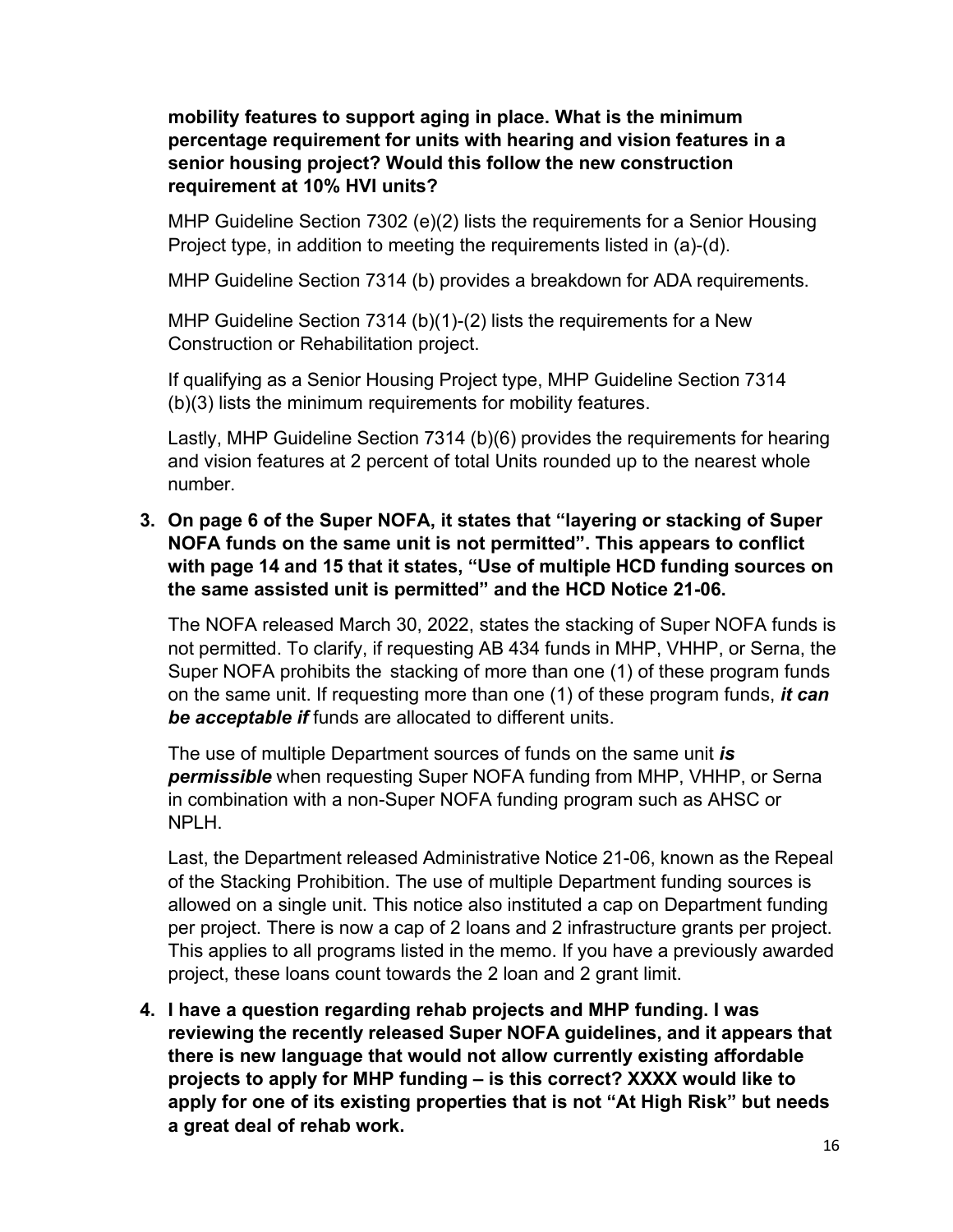**mobility features to support aging in place. What is the minimum percentage requirement for units with hearing and vision features in a senior housing project? Would this follow the new construction requirement at 10% HVI units?**

MHP Guideline Section 7302 (e)(2) lists the requirements for a Senior Housing Project type, in addition to meeting the requirements listed in (a)-(d).

MHP Guideline Section 7314 (b) provides a breakdown for ADA requirements.

MHP Guideline Section 7314 (b)(1)-(2) lists the requirements for a New Construction or Rehabilitation project.

If qualifying as a Senior Housing Project type, MHP Guideline Section 7314 (b)(3) lists the minimum requirements for mobility features.

Lastly, MHP Guideline Section 7314 (b)(6) provides the requirements for hearing and vision features at 2 percent of total Units rounded up to the nearest whole number.

3. **On page 6 of the Super NOFA, it states that "layering or stacking of Super NOFA funds on the same unit is not permitted". This appears to conflict with page 14 and 15 that it states, "Use of multiple HCD funding sources on the same assisted unit is permitted" and the HCD Notice 21-06.**

   The NOFA released March 30, 2022, states the stacking of Super NOFA funds is not permitted. To clarify, if requesting AB 434 funds in MHP, VHHP, or Serna, the Super NOFA prohibits the stacking of more than one (1) of these program funds on the same unit. If requesting more than one (1) of these program funds, ***it can be acceptable if*** funds are allocated to different units.

   The use of multiple Department sources of funds on the same unit ***is permissible*** when requesting Super NOFA funding from MHP, VHHP, or Serna in combination with a non-Super NOFA funding program such as AHSC or NPLH.

   Last, the Department released Administrative Notice 21-06, known as the Repeal of the Stacking Prohibition. The use of multiple Department funding sources is allowed on a single unit. This notice also instituted a cap on Department funding per project. There is now a cap of 2 loans and 2 infrastructure grants per project. This applies to all programs listed in the memo. If you have a previously awarded project, these loans count towards the 2 loan and 2 grant limit.

4. **I have a question regarding rehab projects and MHP funding. I was reviewing the recently released Super NOFA guidelines, and it appears that there is new language that would not allow currently existing affordable projects to apply for MHP funding – is this correct? XXXX would like to apply for one of its existing properties that is not "At High Risk" but needs a great deal of rehab work.**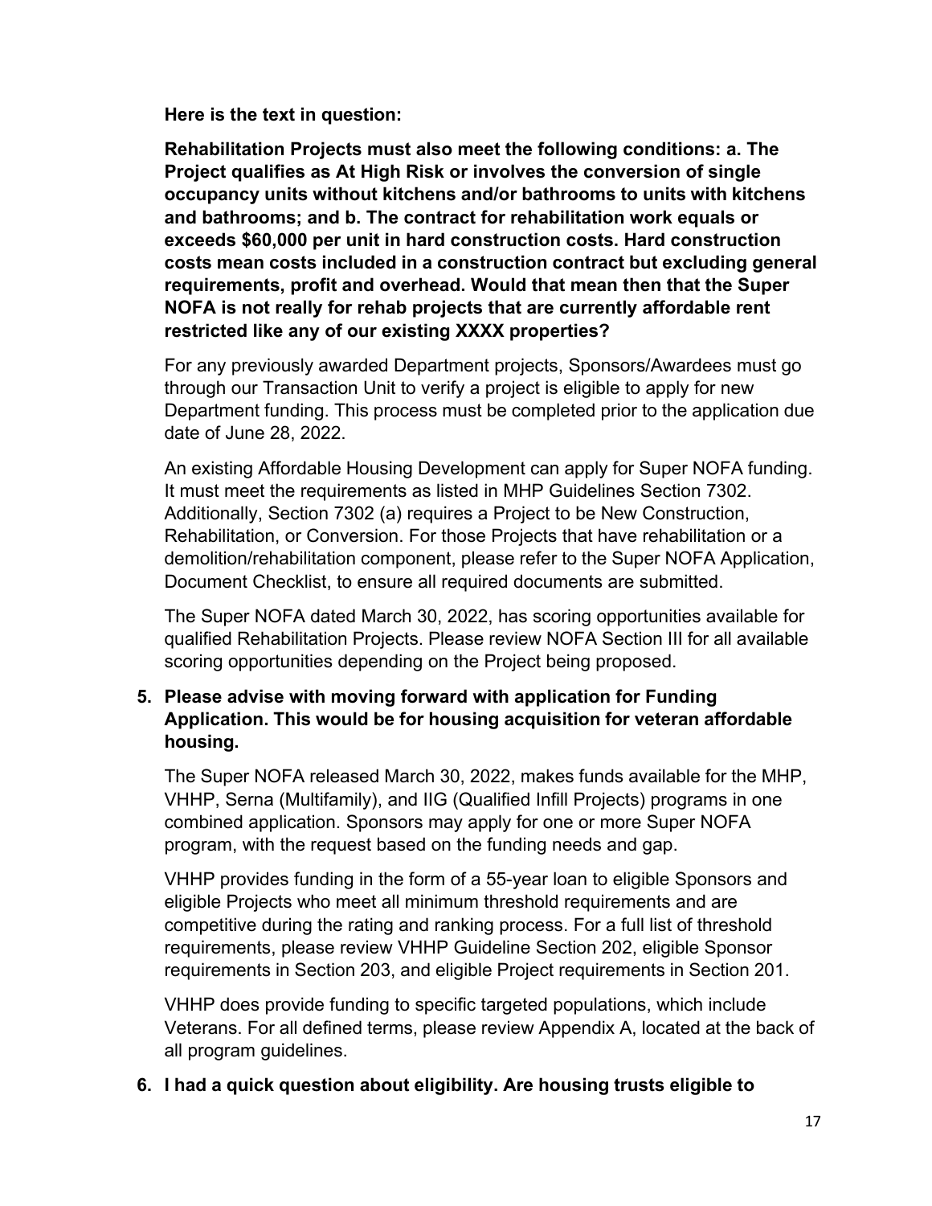**Here is the text in question:**

**Rehabilitation Projects must also meet the following conditions: a. The Project qualifies as At High Risk or involves the conversion of single occupancy units without kitchens and/or bathrooms to units with kitchens and bathrooms; and b. The contract for rehabilitation work equals or exceeds $60,000 per unit in hard construction costs. Hard construction costs mean costs included in a construction contract but excluding general requirements, profit and overhead. Would that mean then that the Super NOFA is not really for rehab projects that are currently affordable rent restricted like any of our existing XXXX properties?**

For any previously awarded Department projects, Sponsors/Awardees must go through our Transaction Unit to verify a project is eligible to apply for new Department funding. This process must be completed prior to the application due date of June 28, 2022.

An existing Affordable Housing Development can apply for Super NOFA funding. It must meet the requirements as listed in MHP Guidelines Section 7302. Additionally, Section 7302 (a) requires a Project to be New Construction, Rehabilitation, or Conversion. For those Projects that have rehabilitation or a demolition/rehabilitation component, please refer to the Super NOFA Application, Document Checklist, to ensure all required documents are submitted.

The Super NOFA dated March 30, 2022, has scoring opportunities available for qualified Rehabilitation Projects. Please review NOFA Section III for all available scoring opportunities depending on the Project being proposed.

5. **Please advise with moving forward with application for Funding Application. This would be for housing acquisition for veteran affordable housing.**

   The Super NOFA released March 30, 2022, makes funds available for the MHP, VHHP, Serna (Multifamily), and IIG (Qualified Infill Projects) programs in one combined application. Sponsors may apply for one or more Super NOFA program, with the request based on the funding needs and gap.

   VHHP provides funding in the form of a 55-year loan to eligible Sponsors and eligible Projects who meet all minimum threshold requirements and are competitive during the rating and ranking process. For a full list of threshold requirements, please review VHHP Guideline Section 202, eligible Sponsor requirements in Section 203, and eligible Project requirements in Section 201.

   VHHP does provide funding to specific targeted populations, which include Veterans. For all defined terms, please review Appendix A, located at the back of all program guidelines.

6. **I had a quick question about eligibility. Are housing trusts eligible to**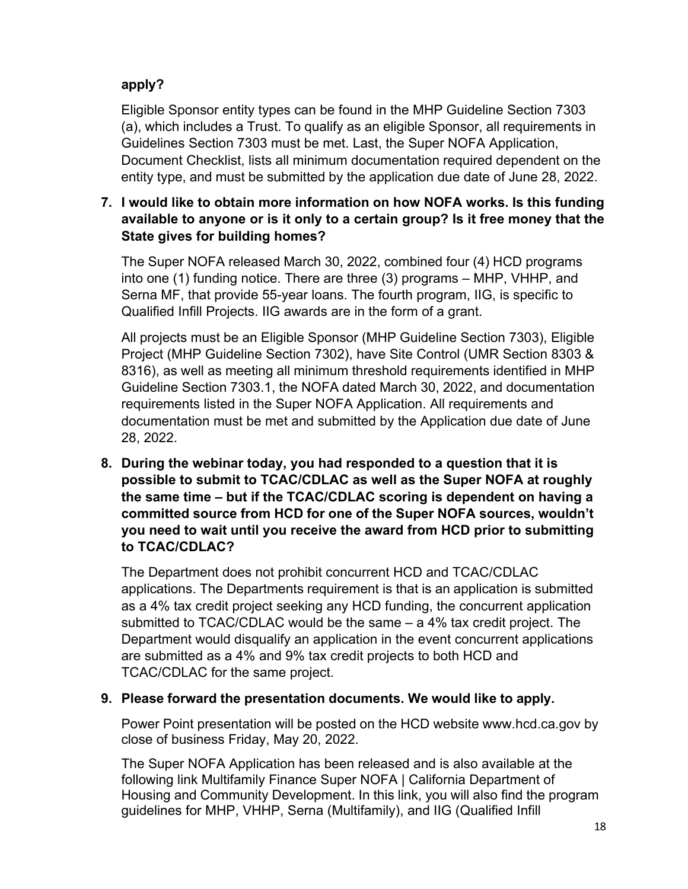**apply?**

Eligible Sponsor entity types can be found in the MHP Guideline Section 7303 (a), which includes a Trust. To qualify as an eligible Sponsor, all requirements in Guidelines Section 7303 must be met. Last, the Super NOFA Application, Document Checklist, lists all minimum documentation required dependent on the entity type, and must be submitted by the application due date of June 28, 2022.

**7. I would like to obtain more information on how NOFA works. Is this funding available to anyone or is it only to a certain group? Is it free money that the State gives for building homes?**

The Super NOFA released March 30, 2022, combined four (4) HCD programs into one (1) funding notice. There are three (3) programs – MHP, VHHP, and Serna MF, that provide 55-year loans. The fourth program, IIG, is specific to Qualified Infill Projects. IIG awards are in the form of a grant.

All projects must be an Eligible Sponsor (MHP Guideline Section 7303), Eligible Project (MHP Guideline Section 7302), have Site Control (UMR Section 8303 & 8316), as well as meeting all minimum threshold requirements identified in MHP Guideline Section 7303.1, the NOFA dated March 30, 2022, and documentation requirements listed in the Super NOFA Application. All requirements and documentation must be met and submitted by the Application due date of June 28, 2022.

**8. During the webinar today, you had responded to a question that it is possible to submit to TCAC/CDLAC as well as the Super NOFA at roughly the same time – but if the TCAC/CDLAC scoring is dependent on having a committed source from HCD for one of the Super NOFA sources, wouldn't you need to wait until you receive the award from HCD prior to submitting to TCAC/CDLAC?**

The Department does not prohibit concurrent HCD and TCAC/CDLAC applications. The Departments requirement is that is an application is submitted as a 4% tax credit project seeking any HCD funding, the concurrent application submitted to TCAC/CDLAC would be the same – a 4% tax credit project. The Department would disqualify an application in the event concurrent applications are submitted as a 4% and 9% tax credit projects to both HCD and TCAC/CDLAC for the same project.

**9. Please forward the presentation documents. We would like to apply.**

Power Point presentation will be posted on the HCD website www.hcd.ca.gov by close of business Friday, May 20, 2022.

The Super NOFA Application has been released and is also available at the following link Multifamily Finance Super NOFA | California Department of Housing and Community Development. In this link, you will also find the program guidelines for MHP, VHHP, Serna (Multifamily), and IIG (Qualified Infill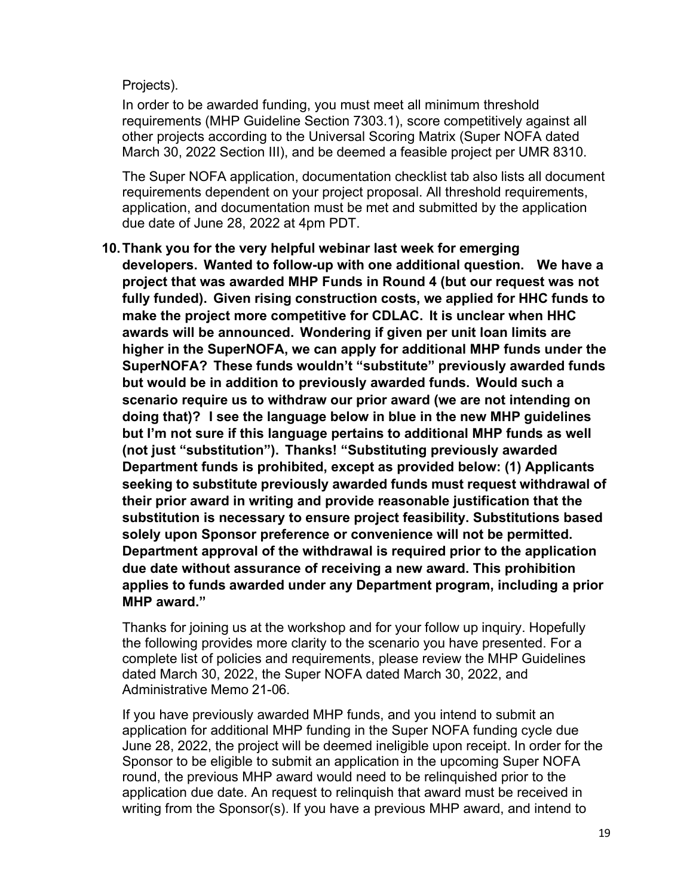Projects).

In order to be awarded funding, you must meet all minimum threshold requirements (MHP Guideline Section 7303.1), score competitively against all other projects according to the Universal Scoring Matrix (Super NOFA dated March 30, 2022 Section III), and be deemed a feasible project per UMR 8310.

The Super NOFA application, documentation checklist tab also lists all document requirements dependent on your project proposal. All threshold requirements, application, and documentation must be met and submitted by the application due date of June 28, 2022 at 4pm PDT.

10. **Thank you for the very helpful webinar last week for emerging developers. Wanted to follow-up with one additional question. We have a project that was awarded MHP Funds in Round 4 (but our request was not fully funded). Given rising construction costs, we applied for HHC funds to make the project more competitive for CDLAC. It is unclear when HHC awards will be announced. Wondering if given per unit loan limits are higher in the SuperNOFA, we can apply for additional MHP funds under the SuperNOFA? These funds wouldn't "substitute" previously awarded funds but would be in addition to previously awarded funds. Would such a scenario require us to withdraw our prior award (we are not intending on doing that)? I see the language below in blue in the new MHP guidelines but I'm not sure if this language pertains to additional MHP funds as well (not just "substitution"). Thanks! "Substituting previously awarded Department funds is prohibited, except as provided below: (1) Applicants seeking to substitute previously awarded funds must request withdrawal of their prior award in writing and provide reasonable justification that the substitution is necessary to ensure project feasibility. Substitutions based solely upon Sponsor preference or convenience will not be permitted. Department approval of the withdrawal is required prior to the application due date without assurance of receiving a new award. This prohibition applies to funds awarded under any Department program, including a prior MHP award."**

    Thanks for joining us at the workshop and for your follow up inquiry. Hopefully the following provides more clarity to the scenario you have presented. For a complete list of policies and requirements, please review the MHP Guidelines dated March 30, 2022, the Super NOFA dated March 30, 2022, and Administrative Memo 21-06.

    If you have previously awarded MHP funds, and you intend to submit an application for additional MHP funding in the Super NOFA funding cycle due June 28, 2022, the project will be deemed ineligible upon receipt. In order for the Sponsor to be eligible to submit an application in the upcoming Super NOFA round, the previous MHP award would need to be relinquished prior to the application due date. An request to relinquish that award must be received in writing from the Sponsor(s). If you have a previous MHP award, and intend to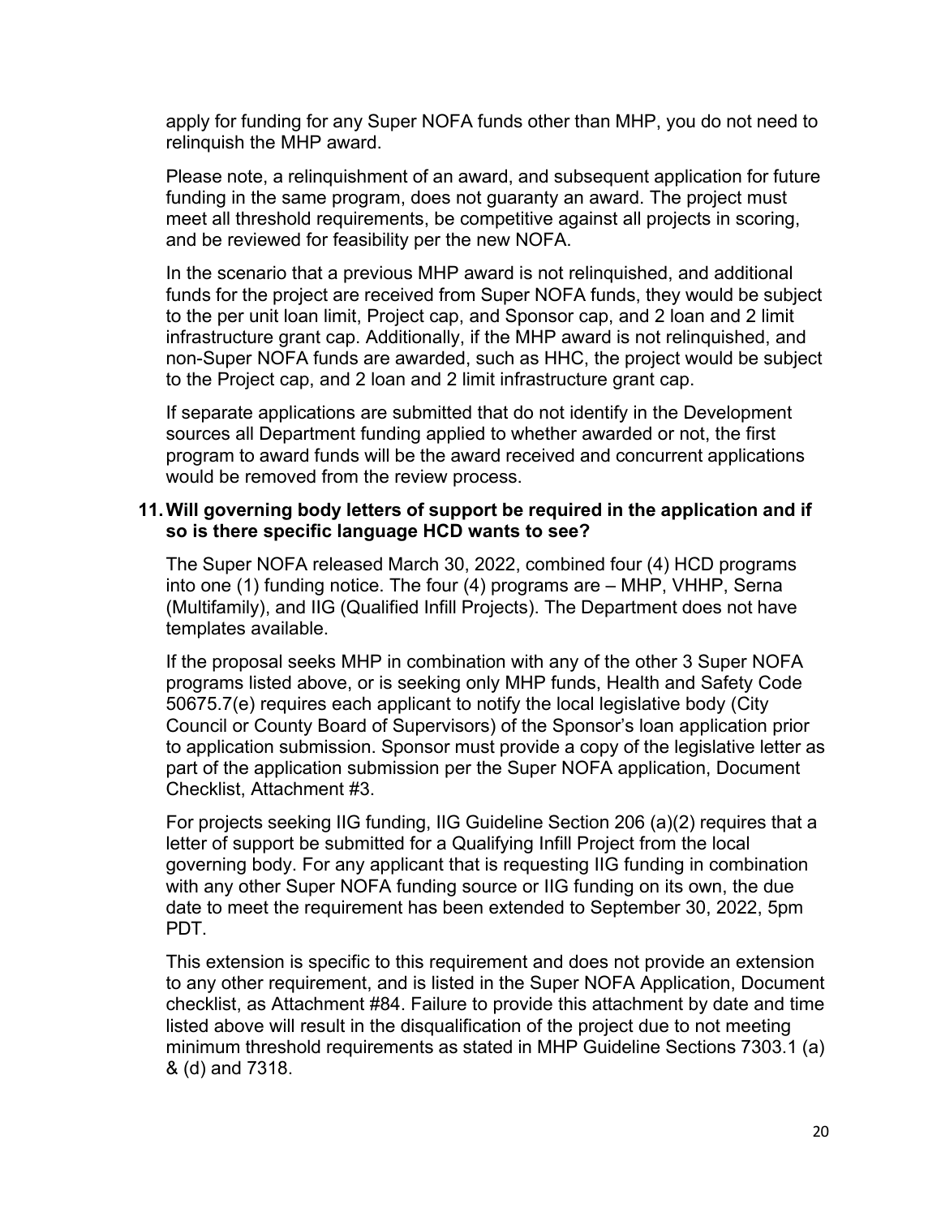apply for funding for any Super NOFA funds other than MHP, you do not need to relinquish the MHP award.

Please note, a relinquishment of an award, and subsequent application for future funding in the same program, does not guaranty an award. The project must meet all threshold requirements, be competitive against all projects in scoring, and be reviewed for feasibility per the new NOFA.

In the scenario that a previous MHP award is not relinquished, and additional funds for the project are received from Super NOFA funds, they would be subject to the per unit loan limit, Project cap, and Sponsor cap, and 2 loan and 2 limit infrastructure grant cap. Additionally, if the MHP award is not relinquished, and non-Super NOFA funds are awarded, such as HHC, the project would be subject to the Project cap, and 2 loan and 2 limit infrastructure grant cap.

If separate applications are submitted that do not identify in the Development sources all Department funding applied to whether awarded or not, the first program to award funds will be the award received and concurrent applications would be removed from the review process.

**11. Will governing body letters of support be required in the application and if so is there specific language HCD wants to see?**

The Super NOFA released March 30, 2022, combined four (4) HCD programs into one (1) funding notice. The four (4) programs are – MHP, VHHP, Serna (Multifamily), and IIG (Qualified Infill Projects). The Department does not have templates available.

If the proposal seeks MHP in combination with any of the other 3 Super NOFA programs listed above, or is seeking only MHP funds, Health and Safety Code 50675.7(e) requires each applicant to notify the local legislative body (City Council or County Board of Supervisors) of the Sponsor's loan application prior to application submission. Sponsor must provide a copy of the legislative letter as part of the application submission per the Super NOFA application, Document Checklist, Attachment #3.

For projects seeking IIG funding, IIG Guideline Section 206 (a)(2) requires that a letter of support be submitted for a Qualifying Infill Project from the local governing body. For any applicant that is requesting IIG funding in combination with any other Super NOFA funding source or IIG funding on its own, the due date to meet the requirement has been extended to September 30, 2022, 5pm PDT.

This extension is specific to this requirement and does not provide an extension to any other requirement, and is listed in the Super NOFA Application, Document checklist, as Attachment #84. Failure to provide this attachment by date and time listed above will result in the disqualification of the project due to not meeting minimum threshold requirements as stated in MHP Guideline Sections 7303.1 (a) & (d) and 7318.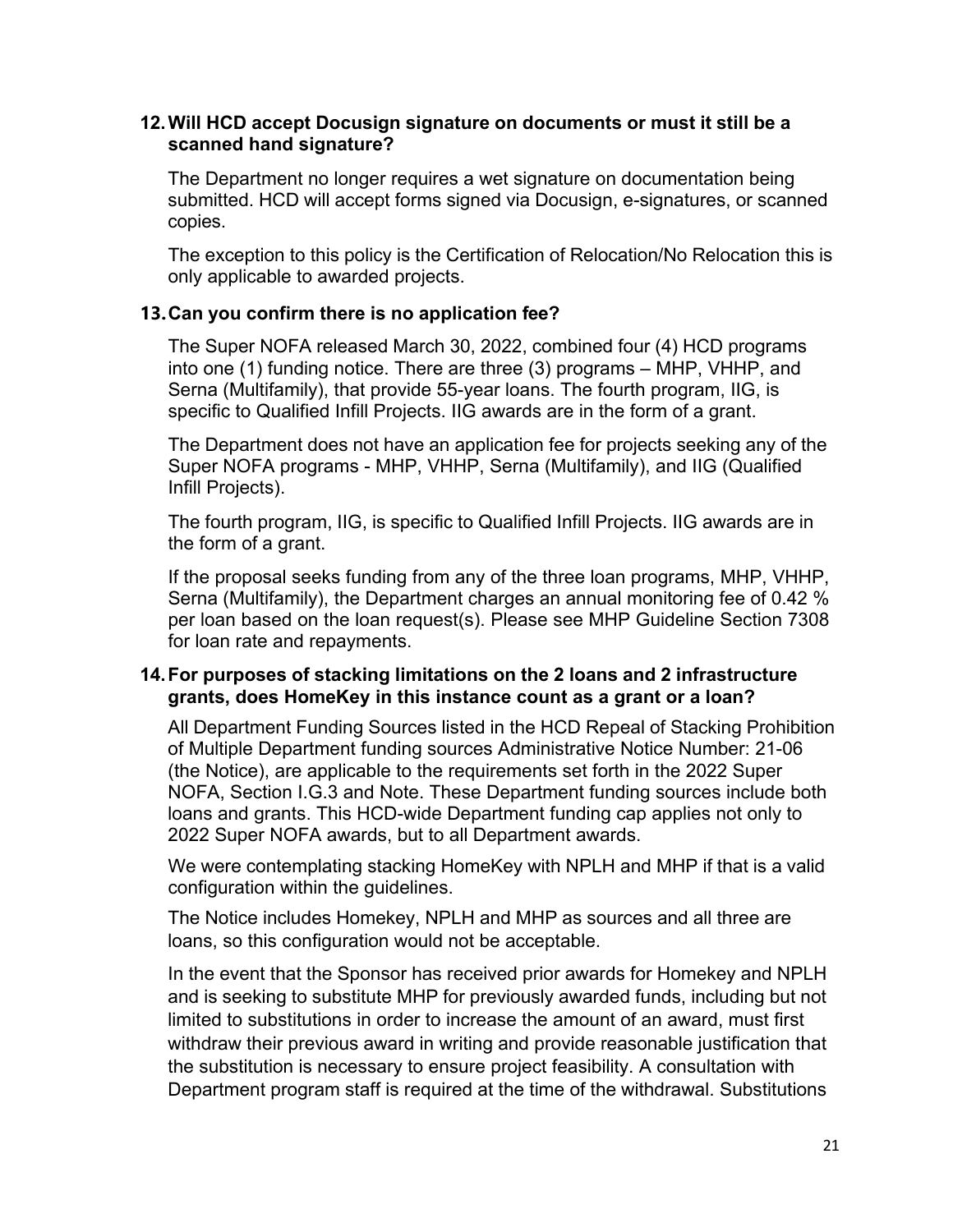**12. Will HCD accept Docusign signature on documents or must it still be a scanned hand signature?**

The Department no longer requires a wet signature on documentation being submitted. HCD will accept forms signed via Docusign, e-signatures, or scanned copies.

The exception to this policy is the Certification of Relocation/No Relocation this is only applicable to awarded projects.

**13. Can you confirm there is no application fee?**

The Super NOFA released March 30, 2022, combined four (4) HCD programs into one (1) funding notice. There are three (3) programs – MHP, VHHP, and Serna (Multifamily), that provide 55-year loans. The fourth program, IIG, is specific to Qualified Infill Projects. IIG awards are in the form of a grant.

The Department does not have an application fee for projects seeking any of the Super NOFA programs - MHP, VHHP, Serna (Multifamily), and IIG (Qualified Infill Projects).

The fourth program, IIG, is specific to Qualified Infill Projects. IIG awards are in the form of a grant.

If the proposal seeks funding from any of the three loan programs, MHP, VHHP, Serna (Multifamily), the Department charges an annual monitoring fee of 0.42 % per loan based on the loan request(s). Please see MHP Guideline Section 7308 for loan rate and repayments.

**14. For purposes of stacking limitations on the 2 loans and 2 infrastructure grants, does HomeKey in this instance count as a grant or a loan?**

All Department Funding Sources listed in the HCD Repeal of Stacking Prohibition of Multiple Department funding sources Administrative Notice Number: 21-06 (the Notice), are applicable to the requirements set forth in the 2022 Super NOFA, Section I.G.3 and Note. These Department funding sources include both loans and grants. This HCD-wide Department funding cap applies not only to 2022 Super NOFA awards, but to all Department awards.

We were contemplating stacking HomeKey with NPLH and MHP if that is a valid configuration within the guidelines.

The Notice includes Homekey, NPLH and MHP as sources and all three are loans, so this configuration would not be acceptable.

In the event that the Sponsor has received prior awards for Homekey and NPLH and is seeking to substitute MHP for previously awarded funds, including but not limited to substitutions in order to increase the amount of an award, must first withdraw their previous award in writing and provide reasonable justification that the substitution is necessary to ensure project feasibility. A consultation with Department program staff is required at the time of the withdrawal. Substitutions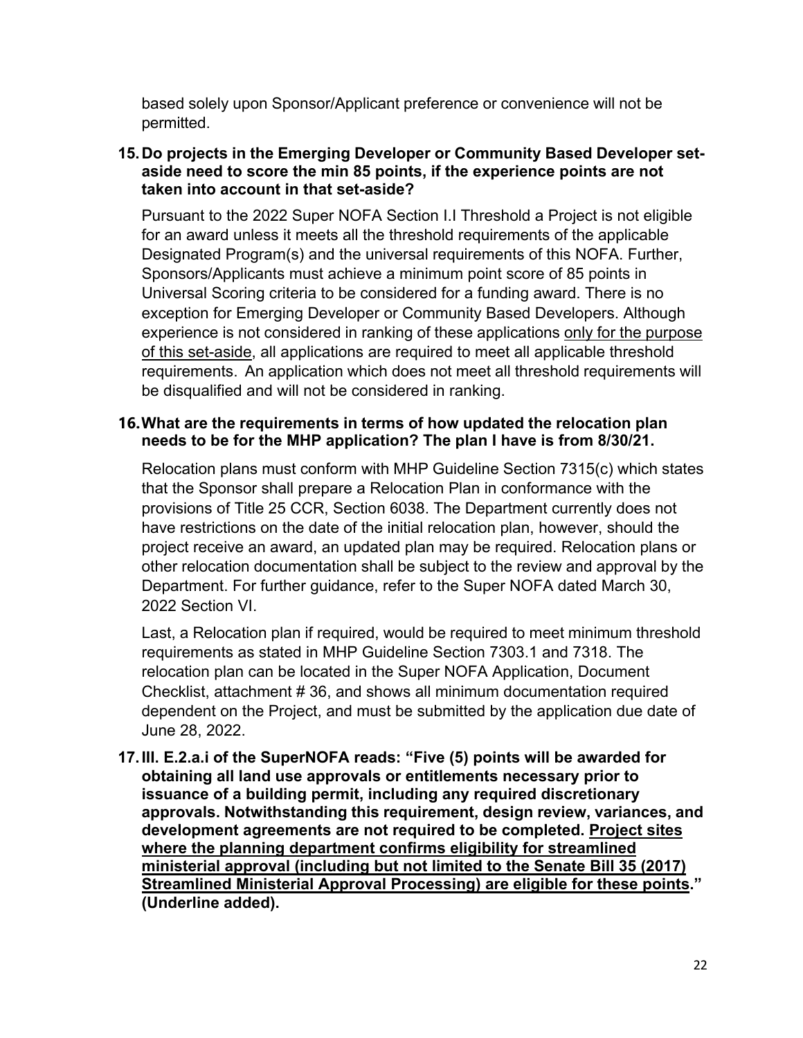based solely upon Sponsor/Applicant preference or convenience will not be permitted.

**15. Do projects in the Emerging Developer or Community Based Developer set-aside need to score the min 85 points, if the experience points are not taken into account in that set-aside?**

Pursuant to the 2022 Super NOFA Section I.I Threshold a Project is not eligible for an award unless it meets all the threshold requirements of the applicable Designated Program(s) and the universal requirements of this NOFA. Further, Sponsors/Applicants must achieve a minimum point score of 85 points in Universal Scoring criteria to be considered for a funding award. There is no exception for Emerging Developer or Community Based Developers. Although experience is not considered in ranking of these applications <u>only for the purpose of this set-aside</u>, all applications are required to meet all applicable threshold requirements. An application which does not meet all threshold requirements will be disqualified and will not be considered in ranking.

**16. What are the requirements in terms of how updated the relocation plan needs to be for the MHP application? The plan I have is from 8/30/21.**

Relocation plans must conform with MHP Guideline Section 7315(c) which states that the Sponsor shall prepare a Relocation Plan in conformance with the provisions of Title 25 CCR, Section 6038. The Department currently does not have restrictions on the date of the initial relocation plan, however, should the project receive an award, an updated plan may be required. Relocation plans or other relocation documentation shall be subject to the review and approval by the Department. For further guidance, refer to the Super NOFA dated March 30, 2022 Section VI.

Last, a Relocation plan if required, would be required to meet minimum threshold requirements as stated in MHP Guideline Section 7303.1 and 7318. The relocation plan can be located in the Super NOFA Application, Document Checklist, attachment # 36, and shows all minimum documentation required dependent on the Project, and must be submitted by the application due date of June 28, 2022.

**17. III. E.2.a.i of the SuperNOFA reads: "Five (5) points will be awarded for obtaining all land use approvals or entitlements necessary prior to issuance of a building permit, including any required discretionary approvals. Notwithstanding this requirement, design review, variances, and development agreements are not required to be completed. <u>Project sites where the planning department confirms eligibility for streamlined ministerial approval (including but not limited to the Senate Bill 35 (2017) Streamlined Ministerial Approval Processing) are eligible for these points</u>." (Underline added).**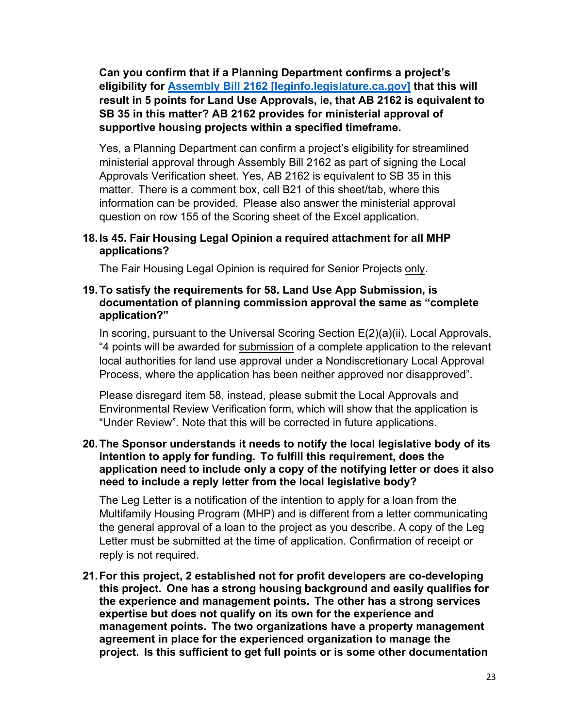**Can you confirm that if a Planning Department confirms a project's eligibility for [Assembly Bill 2162 [leginfo.legislature.ca.gov]](leginfo.legislature.ca.gov) that this will result in 5 points for Land Use Approvals, ie, that AB 2162 is equivalent to SB 35 in this matter? AB 2162 provides for ministerial approval of supportive housing projects within a specified timeframe.**

Yes, a Planning Department can confirm a project's eligibility for streamlined ministerial approval through Assembly Bill 2162 as part of signing the Local Approvals Verification sheet. Yes, AB 2162 is equivalent to SB 35 in this matter. There is a comment box, cell B21 of this sheet/tab, where this information can be provided. Please also answer the ministerial approval question on row 155 of the Scoring sheet of the Excel application.

18. **Is 45. Fair Housing Legal Opinion a required attachment for all MHP applications?**

    The Fair Housing Legal Opinion is required for Senior Projects only.

19. **To satisfy the requirements for 58. Land Use App Submission, is documentation of planning commission approval the same as "complete application?"**

    In scoring, pursuant to the Universal Scoring Section E(2)(a)(ii), Local Approvals, "4 points will be awarded for submission of a complete application to the relevant local authorities for land use approval under a Nondiscretionary Local Approval Process, where the application has been neither approved nor disapproved".

    Please disregard item 58, instead, please submit the Local Approvals and Environmental Review Verification form, which will show that the application is "Under Review". Note that this will be corrected in future applications.

20. **The Sponsor understands it needs to notify the local legislative body of its intention to apply for funding. To fulfill this requirement, does the application need to include only a copy of the notifying letter or does it also need to include a reply letter from the local legislative body?**

    The Leg Letter is a notification of the intention to apply for a loan from the Multifamily Housing Program (MHP) and is different from a letter communicating the general approval of a loan to the project as you describe. A copy of the Leg Letter must be submitted at the time of application. Confirmation of receipt or reply is not required.

21. **For this project, 2 established not for profit developers are co-developing this project. One has a strong housing background and easily qualifies for the experience and management points. The other has a strong services expertise but does not qualify on its own for the experience and management points. The two organizations have a property management agreement in place for the experienced organization to manage the project. Is this sufficient to get full points or is some other documentation**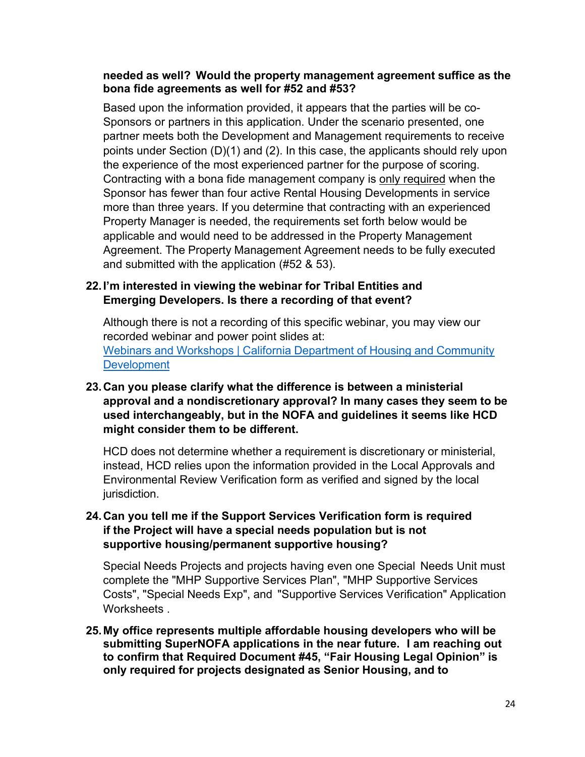**needed as well? Would the property management agreement suffice as the bona fide agreements as well for #52 and #53?**

Based upon the information provided, it appears that the parties will be co-Sponsors or partners in this application. Under the scenario presented, one partner meets both the Development and Management requirements to receive points under Section (D)(1) and (2). In this case, the applicants should rely upon the experience of the most experienced partner for the purpose of scoring. Contracting with a bona fide management company is <u>only required</u> when the Sponsor has fewer than four active Rental Housing Developments in service more than three years. If you determine that contracting with an experienced Property Manager is needed, the requirements set forth below would be applicable and would need to be addressed in the Property Management Agreement. The Property Management Agreement needs to be fully executed and submitted with the application (#52 & 53).

22. **I'm interested in viewing the webinar for Tribal Entities and Emerging Developers. Is there a recording of that event?**

    Although there is not a recording of this specific webinar, you may view our recorded webinar and power point slides at: [Webinars and Workshops | California Department of Housing and Community Development]()

23. **Can you please clarify what the difference is between a ministerial approval and a nondiscretionary approval? In many cases they seem to be used interchangeably, but in the NOFA and guidelines it seems like HCD might consider them to be different.**

    HCD does not determine whether a requirement is discretionary or ministerial, instead, HCD relies upon the information provided in the Local Approvals and Environmental Review Verification form as verified and signed by the local jurisdiction.

24. **Can you tell me if the Support Services Verification form is required if the Project will have a special needs population but is not supportive housing/permanent supportive housing?**

    Special Needs Projects and projects having even one Special Needs Unit must complete the "MHP Supportive Services Plan", "MHP Supportive Services Costs", "Special Needs Exp", and "Supportive Services Verification" Application Worksheets .

25. **My office represents multiple affordable housing developers who will be submitting SuperNOFA applications in the near future. I am reaching out to confirm that Required Document #45, "Fair Housing Legal Opinion" is only required for projects designated as Senior Housing, and to**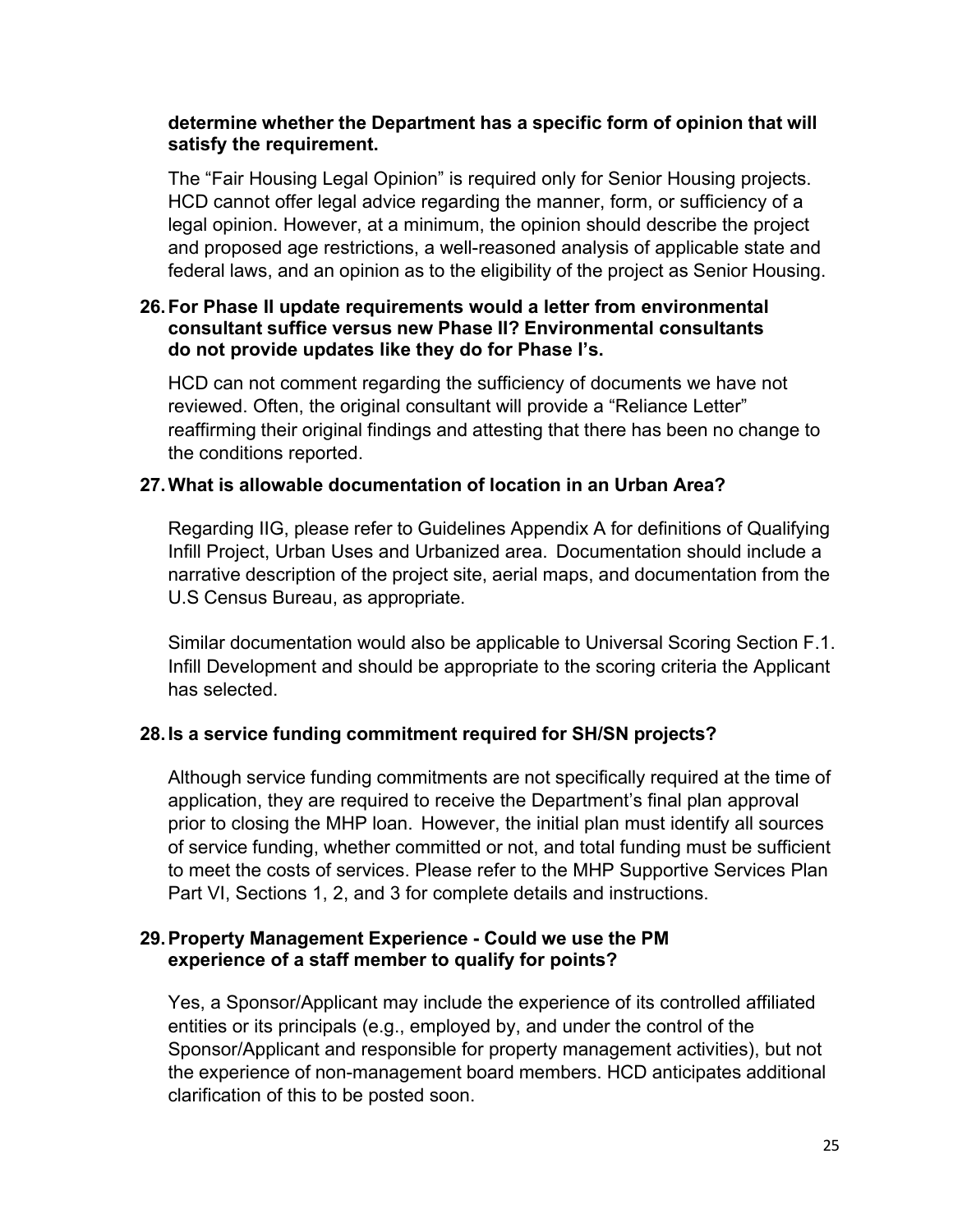**determine whether the Department has a specific form of opinion that will satisfy the requirement.**

The “Fair Housing Legal Opinion” is required only for Senior Housing projects. HCD cannot offer legal advice regarding the manner, form, or sufficiency of a legal opinion. However, at a minimum, the opinion should describe the project and proposed age restrictions, a well-reasoned analysis of applicable state and federal laws, and an opinion as to the eligibility of the project as Senior Housing.

**26. For Phase II update requirements would a letter from environmental consultant suffice versus new Phase II? Environmental consultants do not provide updates like they do for Phase I’s.**

HCD can not comment regarding the sufficiency of documents we have not reviewed. Often, the original consultant will provide a “Reliance Letter” reaffirming their original findings and attesting that there has been no change to the conditions reported.

**27. What is allowable documentation of location in an Urban Area?**

Regarding IIG, please refer to Guidelines Appendix A for definitions of Qualifying Infill Project, Urban Uses and Urbanized area. Documentation should include a narrative description of the project site, aerial maps, and documentation from the U.S Census Bureau, as appropriate.

Similar documentation would also be applicable to Universal Scoring Section F.1. Infill Development and should be appropriate to the scoring criteria the Applicant has selected.

**28. Is a service funding commitment required for SH/SN projects?**

Although service funding commitments are not specifically required at the time of application, they are required to receive the Department’s final plan approval prior to closing the MHP loan. However, the initial plan must identify all sources of service funding, whether committed or not, and total funding must be sufficient to meet the costs of services. Please refer to the MHP Supportive Services Plan Part VI, Sections 1, 2, and 3 for complete details and instructions.

**29. Property Management Experience - Could we use the PM experience of a staff member to qualify for points?**

Yes, a Sponsor/Applicant may include the experience of its controlled affiliated entities or its principals (e.g., employed by, and under the control of the Sponsor/Applicant and responsible for property management activities), but not the experience of non-management board members. HCD anticipates additional clarification of this to be posted soon.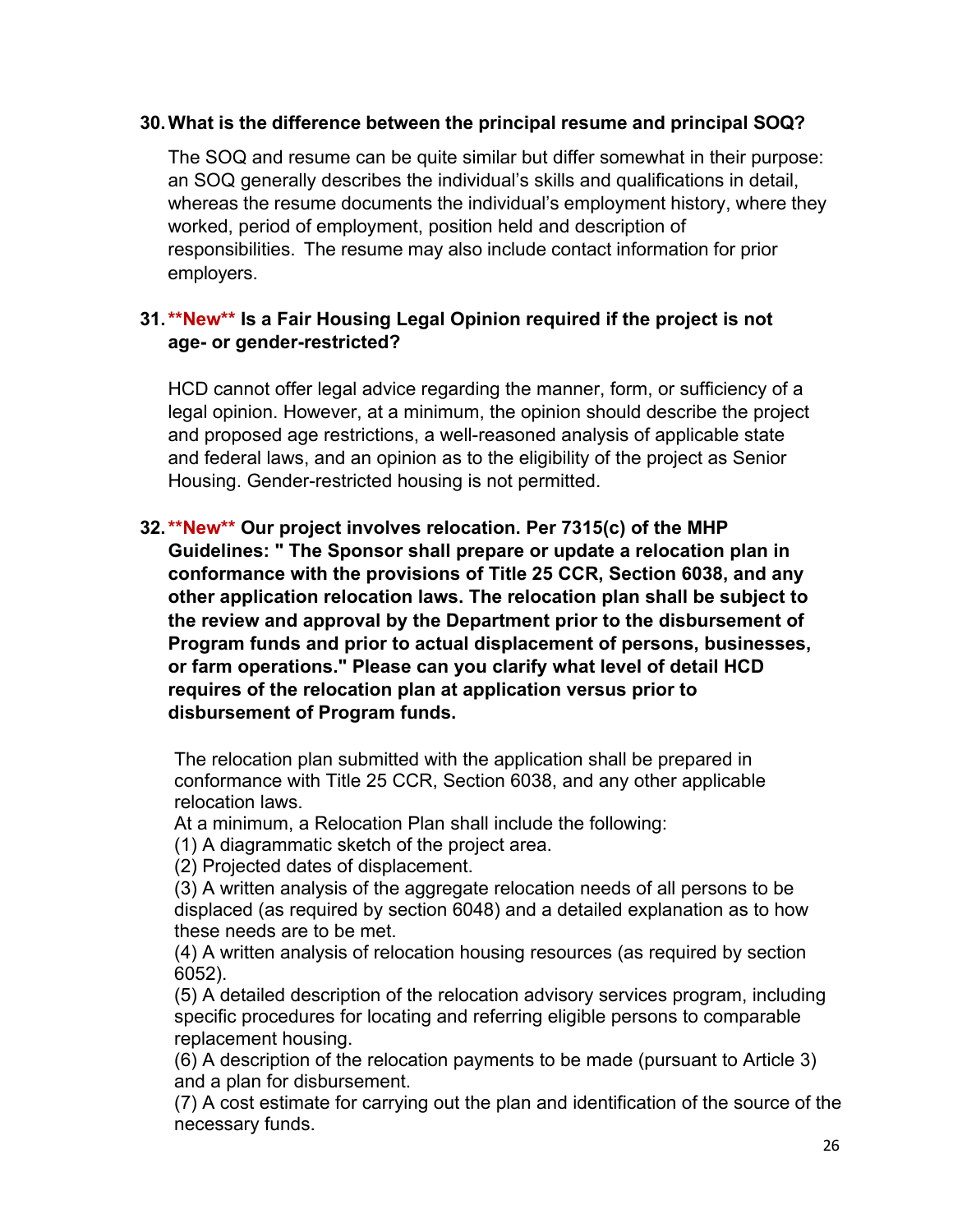**30. What is the difference between the principal resume and principal SOQ?**

The SOQ and resume can be quite similar but differ somewhat in their purpose: an SOQ generally describes the individual's skills and qualifications in detail, whereas the resume documents the individual's employment history, where they worked, period of employment, position held and description of responsibilities. The resume may also include contact information for prior employers.

**31. \*\*New\*\* Is a Fair Housing Legal Opinion required if the project is not age- or gender-restricted?**

HCD cannot offer legal advice regarding the manner, form, or sufficiency of a legal opinion. However, at a minimum, the opinion should describe the project and proposed age restrictions, a well-reasoned analysis of applicable state and federal laws, and an opinion as to the eligibility of the project as Senior Housing. Gender-restricted housing is not permitted.

**32. \*\*New\*\* Our project involves relocation. Per 7315(c) of the MHP Guidelines: " The Sponsor shall prepare or update a relocation plan in conformance with the provisions of Title 25 CCR, Section 6038, and any other application relocation laws. The relocation plan shall be subject to the review and approval by the Department prior to the disbursement of Program funds and prior to actual displacement of persons, businesses, or farm operations." Please can you clarify what level of detail HCD requires of the relocation plan at application versus prior to disbursement of Program funds.**

The relocation plan submitted with the application shall be prepared in conformance with Title 25 CCR, Section 6038, and any other applicable relocation laws.

At a minimum, a Relocation Plan shall include the following:

(1) A diagrammatic sketch of the project area.

(2) Projected dates of displacement.

(3) A written analysis of the aggregate relocation needs of all persons to be displaced (as required by section 6048) and a detailed explanation as to how these needs are to be met.

(4) A written analysis of relocation housing resources (as required by section 6052).

(5) A detailed description of the relocation advisory services program, including specific procedures for locating and referring eligible persons to comparable replacement housing.

(6) A description of the relocation payments to be made (pursuant to Article 3) and a plan for disbursement.

(7) A cost estimate for carrying out the plan and identification of the source of the necessary funds.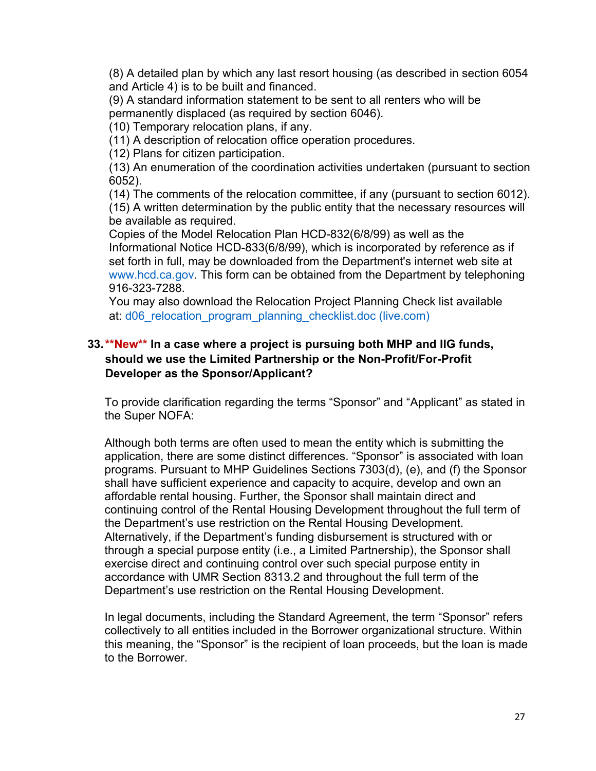(8) A detailed plan by which any last resort housing (as described in section 6054 and Article 4) is to be built and financed.
(9) A standard information statement to be sent to all renters who will be permanently displaced (as required by section 6046).
(10) Temporary relocation plans, if any.
(11) A description of relocation office operation procedures.
(12) Plans for citizen participation.
(13) An enumeration of the coordination activities undertaken (pursuant to section 6052).
(14) The comments of the relocation committee, if any (pursuant to section 6012).
(15) A written determination by the public entity that the necessary resources will be available as required.
Copies of the Model Relocation Plan HCD-832(6/8/99) as well as the Informational Notice HCD-833(6/8/99), which is incorporated by reference as if set forth in full, may be downloaded from the Department's internet web site at www.hcd.ca.gov. This form can be obtained from the Department by telephoning 916-323-7288.
You may also download the Relocation Project Planning Check list available at: d06_relocation_program_planning_checklist.doc (live.com)

**33. **New** In a case where a project is pursuing both MHP and IIG funds, should we use the Limited Partnership or the Non-Profit/For-Profit Developer as the Sponsor/Applicant?**

To provide clarification regarding the terms “Sponsor” and “Applicant” as stated in the Super NOFA:

Although both terms are often used to mean the entity which is submitting the application, there are some distinct differences. “Sponsor” is associated with loan programs. Pursuant to MHP Guidelines Sections 7303(d), (e), and (f) the Sponsor shall have sufficient experience and capacity to acquire, develop and own an affordable rental housing. Further, the Sponsor shall maintain direct and continuing control of the Rental Housing Development throughout the full term of the Department’s use restriction on the Rental Housing Development. Alternatively, if the Department’s funding disbursement is structured with or through a special purpose entity (i.e., a Limited Partnership), the Sponsor shall exercise direct and continuing control over such special purpose entity in accordance with UMR Section 8313.2 and throughout the full term of the Department’s use restriction on the Rental Housing Development.

In legal documents, including the Standard Agreement, the term “Sponsor” refers collectively to all entities included in the Borrower organizational structure. Within this meaning, the “Sponsor” is the recipient of loan proceeds, but the loan is made to the Borrower.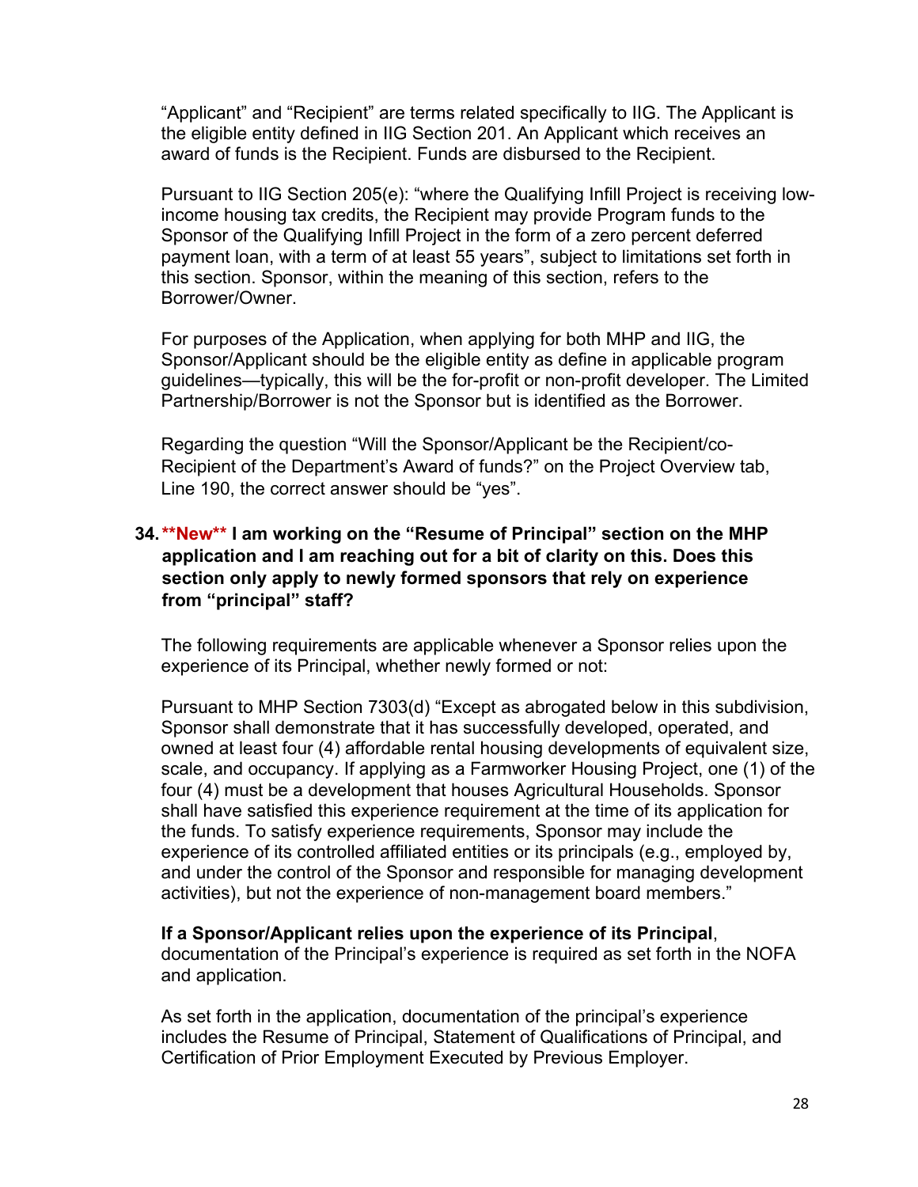"Applicant" and "Recipient" are terms related specifically to IIG. The Applicant is the eligible entity defined in IIG Section 201. An Applicant which receives an award of funds is the Recipient. Funds are disbursed to the Recipient.

Pursuant to IIG Section 205(e): "where the Qualifying Infill Project is receiving low-income housing tax credits, the Recipient may provide Program funds to the Sponsor of the Qualifying Infill Project in the form of a zero percent deferred payment loan, with a term of at least 55 years", subject to limitations set forth in this section. Sponsor, within the meaning of this section, refers to the Borrower/Owner.

For purposes of the Application, when applying for both MHP and IIG, the Sponsor/Applicant should be the eligible entity as define in applicable program guidelines—typically, this will be the for-profit or non-profit developer. The Limited Partnership/Borrower is not the Sponsor but is identified as the Borrower.

Regarding the question "Will the Sponsor/Applicant be the Recipient/co-Recipient of the Department's Award of funds?" on the Project Overview tab, Line 190, the correct answer should be "yes".

**34. \*\*New\*\* I am working on the "Resume of Principal" section on the MHP application and I am reaching out for a bit of clarity on this. Does this section only apply to newly formed sponsors that rely on experience from "principal" staff?**

The following requirements are applicable whenever a Sponsor relies upon the experience of its Principal, whether newly formed or not:

Pursuant to MHP Section 7303(d) "Except as abrogated below in this subdivision, Sponsor shall demonstrate that it has successfully developed, operated, and owned at least four (4) affordable rental housing developments of equivalent size, scale, and occupancy. If applying as a Farmworker Housing Project, one (1) of the four (4) must be a development that houses Agricultural Households. Sponsor shall have satisfied this experience requirement at the time of its application for the funds. To satisfy experience requirements, Sponsor may include the experience of its controlled affiliated entities or its principals (e.g., employed by, and under the control of the Sponsor and responsible for managing development activities), but not the experience of non-management board members."

**If a Sponsor/Applicant relies upon the experience of its Principal**, documentation of the Principal's experience is required as set forth in the NOFA and application.

As set forth in the application, documentation of the principal's experience includes the Resume of Principal, Statement of Qualifications of Principal, and Certification of Prior Employment Executed by Previous Employer.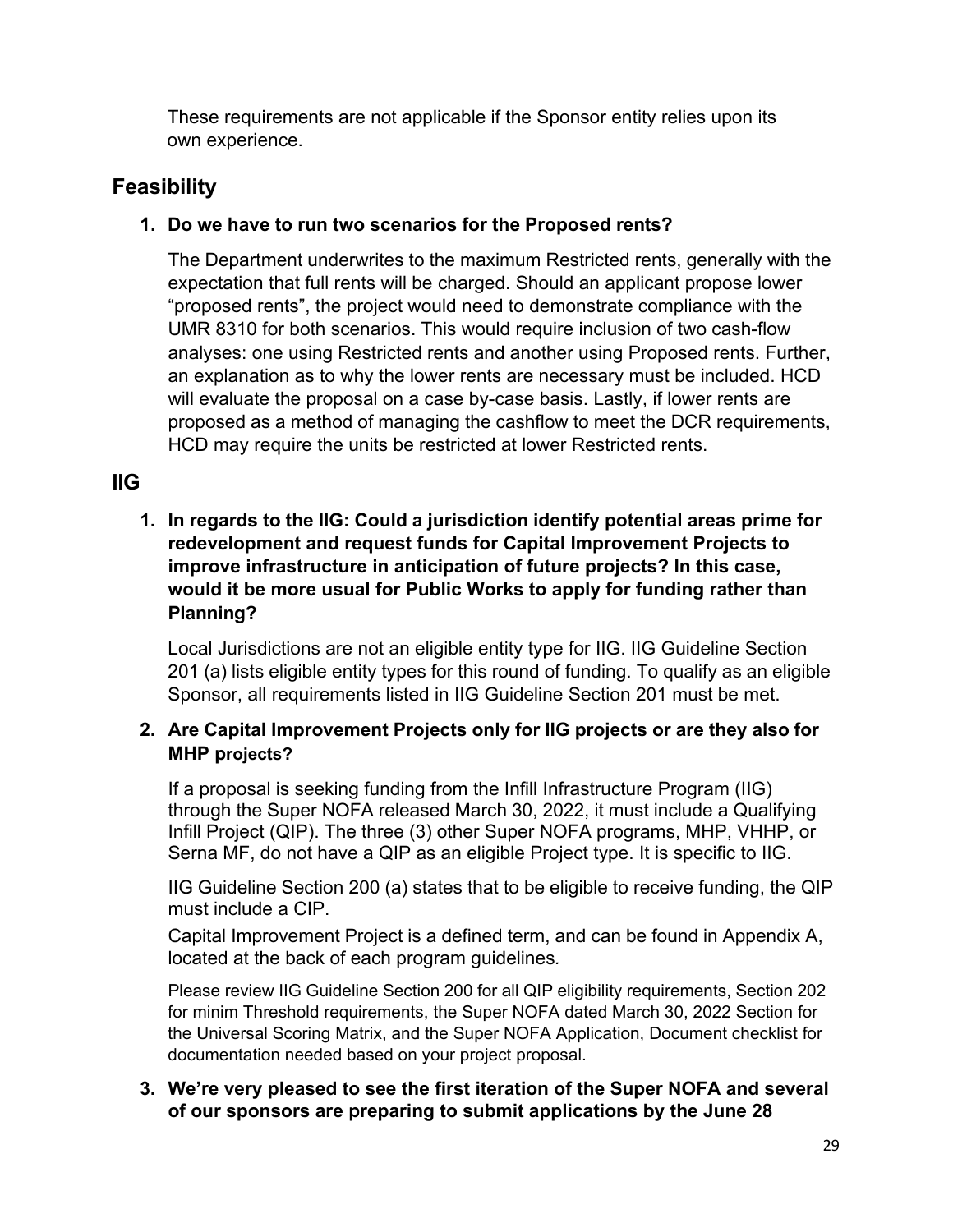These requirements are not applicable if the Sponsor entity relies upon its own experience.

## Feasibility

1. **Do we have to run two scenarios for the Proposed rents?**

   The Department underwrites to the maximum Restricted rents, generally with the expectation that full rents will be charged. Should an applicant propose lower "proposed rents", the project would need to demonstrate compliance with the UMR 8310 for both scenarios. This would require inclusion of two cash-flow analyses: one using Restricted rents and another using Proposed rents. Further, an explanation as to why the lower rents are necessary must be included. HCD will evaluate the proposal on a case by-case basis. Lastly, if lower rents are proposed as a method of managing the cashflow to meet the DCR requirements, HCD may require the units be restricted at lower Restricted rents.

## IIG

1. **In regards to the IIG: Could a jurisdiction identify potential areas prime for redevelopment and request funds for Capital Improvement Projects to improve infrastructure in anticipation of future projects? In this case, would it be more usual for Public Works to apply for funding rather than Planning?**

   Local Jurisdictions are not an eligible entity type for IIG. IIG Guideline Section 201 (a) lists eligible entity types for this round of funding. To qualify as an eligible Sponsor, all requirements listed in IIG Guideline Section 201 must be met.

2. **Are Capital Improvement Projects only for IIG projects or are they also for MHP projects?**

   If a proposal is seeking funding from the Infill Infrastructure Program (IIG) through the Super NOFA released March 30, 2022, it must include a Qualifying Infill Project (QIP). The three (3) other Super NOFA programs, MHP, VHHP, or Serna MF, do not have a QIP as an eligible Project type. It is specific to IIG.

   IIG Guideline Section 200 (a) states that to be eligible to receive funding, the QIP must include a CIP.

   Capital Improvement Project is a defined term, and can be found in Appendix A, located at the back of each program guidelines.

   Please review IIG Guideline Section 200 for all QIP eligibility requirements, Section 202 for minim Threshold requirements, the Super NOFA dated March 30, 2022 Section for the Universal Scoring Matrix, and the Super NOFA Application, Document checklist for documentation needed based on your project proposal.

3. **We're very pleased to see the first iteration of the Super NOFA and several of our sponsors are preparing to submit applications by the June 28**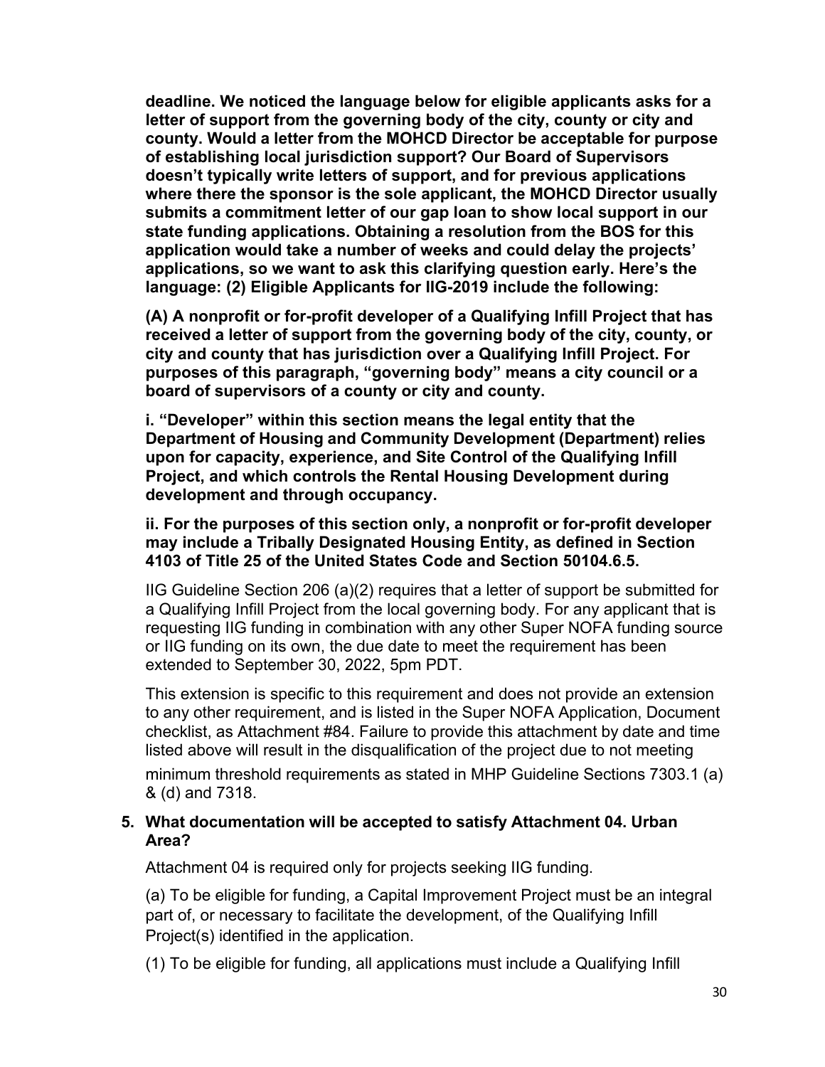**deadline. We noticed the language below for eligible applicants asks for a letter of support from the governing body of the city, county or city and county. Would a letter from the MOHCD Director be acceptable for purpose of establishing local jurisdiction support? Our Board of Supervisors doesn't typically write letters of support, and for previous applications where there the sponsor is the sole applicant, the MOHCD Director usually submits a commitment letter of our gap loan to show local support in our state funding applications. Obtaining a resolution from the BOS for this application would take a number of weeks and could delay the projects' applications, so we want to ask this clarifying question early. Here's the language: (2) Eligible Applicants for IIG-2019 include the following:**

**(A) A nonprofit or for-profit developer of a Qualifying Infill Project that has received a letter of support from the governing body of the city, county, or city and county that has jurisdiction over a Qualifying Infill Project. For purposes of this paragraph, "governing body" means a city council or a board of supervisors of a county or city and county.**

**i. "Developer" within this section means the legal entity that the Department of Housing and Community Development (Department) relies upon for capacity, experience, and Site Control of the Qualifying Infill Project, and which controls the Rental Housing Development during development and through occupancy.**

**ii. For the purposes of this section only, a nonprofit or for-profit developer may include a Tribally Designated Housing Entity, as defined in Section 4103 of Title 25 of the United States Code and Section 50104.6.5.**

IIG Guideline Section 206 (a)(2) requires that a letter of support be submitted for a Qualifying Infill Project from the local governing body. For any applicant that is requesting IIG funding in combination with any other Super NOFA funding source or IIG funding on its own, the due date to meet the requirement has been extended to September 30, 2022, 5pm PDT.

This extension is specific to this requirement and does not provide an extension to any other requirement, and is listed in the Super NOFA Application, Document checklist, as Attachment #84. Failure to provide this attachment by date and time listed above will result in the disqualification of the project due to not meeting minimum threshold requirements as stated in MHP Guideline Sections 7303.1 (a) & (d) and 7318.

5. **What documentation will be accepted to satisfy Attachment 04. Urban Area?**

   Attachment 04 is required only for projects seeking IIG funding.

   (a) To be eligible for funding, a Capital Improvement Project must be an integral part of, or necessary to facilitate the development, of the Qualifying Infill Project(s) identified in the application.

   (1) To be eligible for funding, all applications must include a Qualifying Infill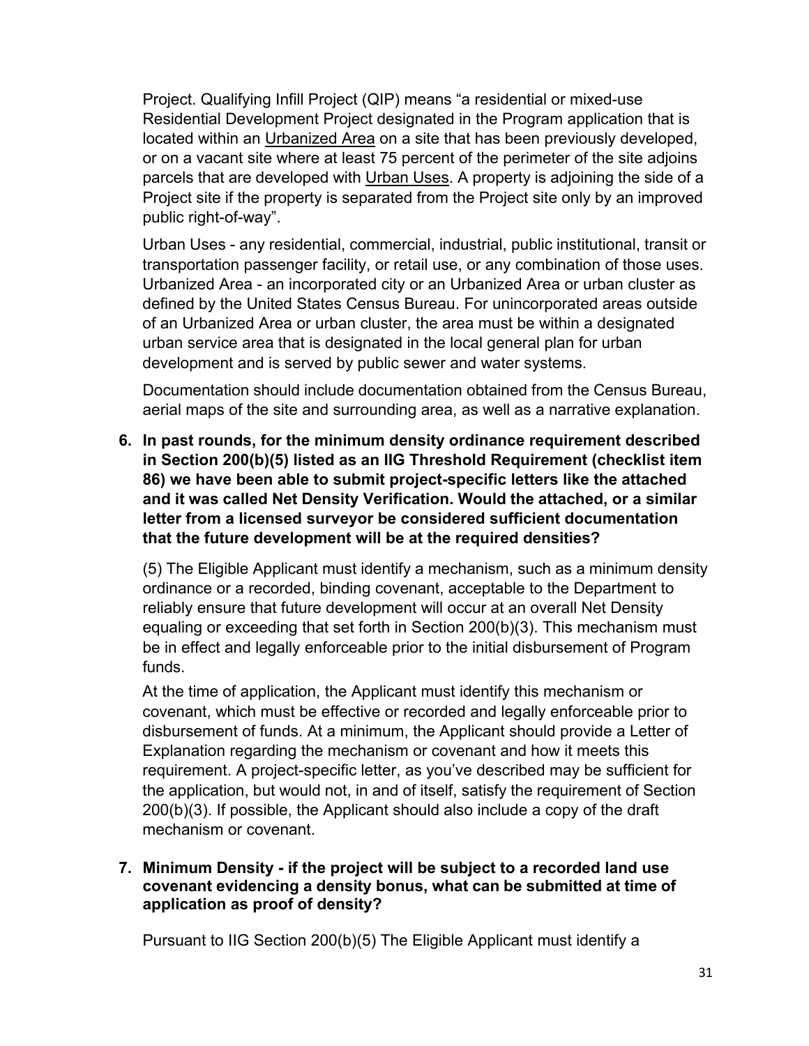Project. Qualifying Infill Project (QIP) means "a residential or mixed-use Residential Development Project designated in the Program application that is located within an Urbanized Area on a site that has been previously developed, or on a vacant site where at least 75 percent of the perimeter of the site adjoins parcels that are developed with Urban Uses. A property is adjoining the side of a Project site if the property is separated from the Project site only by an improved public right-of-way".

Urban Uses - any residential, commercial, industrial, public institutional, transit or transportation passenger facility, or retail use, or any combination of those uses. Urbanized Area - an incorporated city or an Urbanized Area or urban cluster as defined by the United States Census Bureau. For unincorporated areas outside of an Urbanized Area or urban cluster, the area must be within a designated urban service area that is designated in the local general plan for urban development and is served by public sewer and water systems.

Documentation should include documentation obtained from the Census Bureau, aerial maps of the site and surrounding area, as well as a narrative explanation.

**6. In past rounds, for the minimum density ordinance requirement described in Section 200(b)(5) listed as an IIG Threshold Requirement (checklist item 86) we have been able to submit project-specific letters like the attached and it was called Net Density Verification. Would the attached, or a similar letter from a licensed surveyor be considered sufficient documentation that the future development will be at the required densities?**

(5) The Eligible Applicant must identify a mechanism, such as a minimum density ordinance or a recorded, binding covenant, acceptable to the Department to reliably ensure that future development will occur at an overall Net Density equaling or exceeding that set forth in Section 200(b)(3). This mechanism must be in effect and legally enforceable prior to the initial disbursement of Program funds.

At the time of application, the Applicant must identify this mechanism or covenant, which must be effective or recorded and legally enforceable prior to disbursement of funds. At a minimum, the Applicant should provide a Letter of Explanation regarding the mechanism or covenant and how it meets this requirement. A project-specific letter, as you've described may be sufficient for the application, but would not, in and of itself, satisfy the requirement of Section 200(b)(3). If possible, the Applicant should also include a copy of the draft mechanism or covenant.

**7. Minimum Density - if the project will be subject to a recorded land use covenant evidencing a density bonus, what can be submitted at time of application as proof of density?**

Pursuant to IIG Section 200(b)(5) The Eligible Applicant must identify a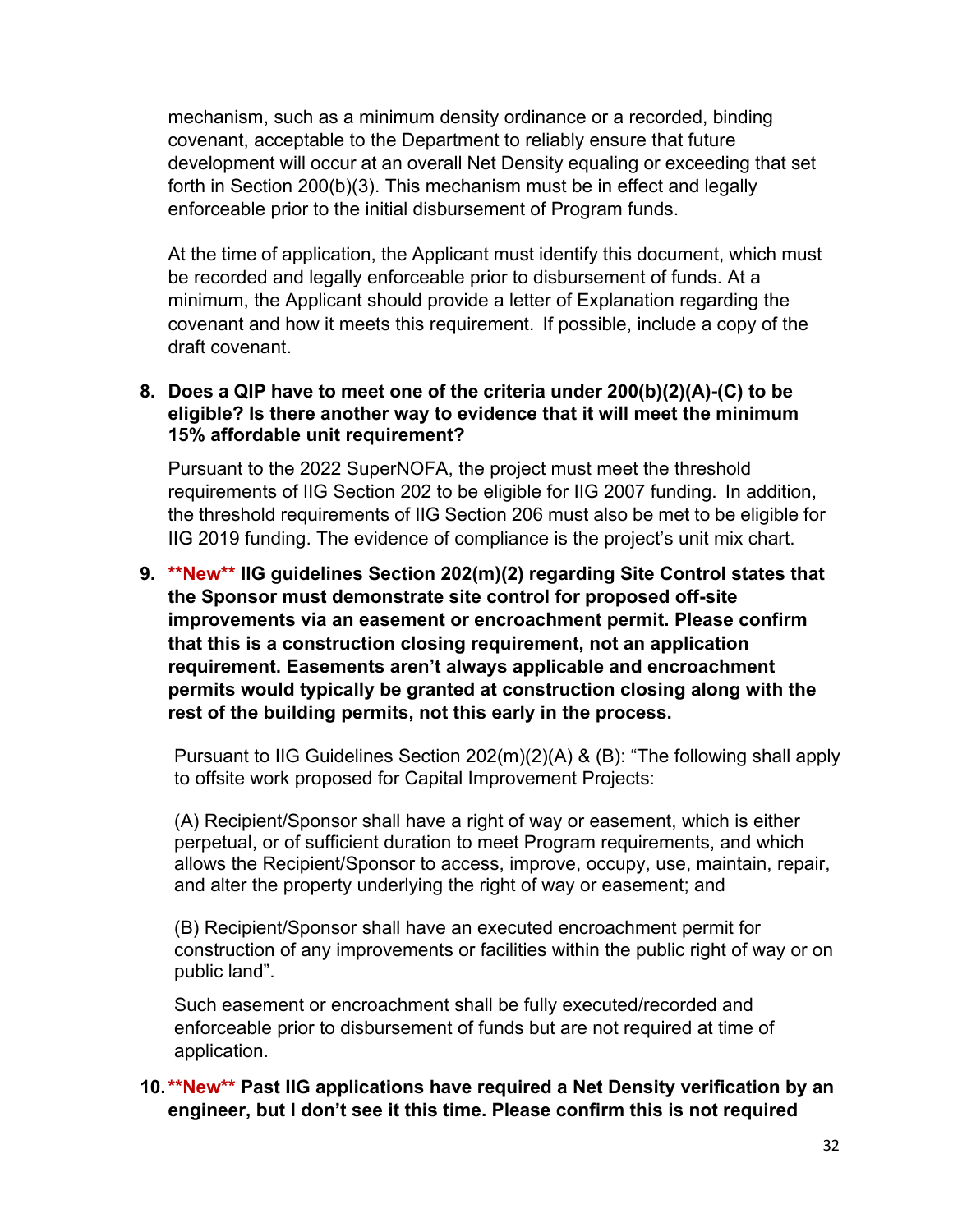mechanism, such as a minimum density ordinance or a recorded, binding covenant, acceptable to the Department to reliably ensure that future development will occur at an overall Net Density equaling or exceeding that set forth in Section 200(b)(3). This mechanism must be in effect and legally enforceable prior to the initial disbursement of Program funds.

At the time of application, the Applicant must identify this document, which must be recorded and legally enforceable prior to disbursement of funds. At a minimum, the Applicant should provide a letter of Explanation regarding the covenant and how it meets this requirement. If possible, include a copy of the draft covenant.

8. **Does a QIP have to meet one of the criteria under 200(b)(2)(A)-(C) to be eligible? Is there another way to evidence that it will meet the minimum 15% affordable unit requirement?**

   Pursuant to the 2022 SuperNOFA, the project must meet the threshold requirements of IIG Section 202 to be eligible for IIG 2007 funding. In addition, the threshold requirements of IIG Section 206 must also be met to be eligible for IIG 2019 funding. The evidence of compliance is the project's unit mix chart.

9. **\*\*New\*\* IIG guidelines Section 202(m)(2) regarding Site Control states that the Sponsor must demonstrate site control for proposed off-site improvements via an easement or encroachment permit. Please confirm that this is a construction closing requirement, not an application requirement. Easements aren't always applicable and encroachment permits would typically be granted at construction closing along with the rest of the building permits, not this early in the process.**

   Pursuant to IIG Guidelines Section 202(m)(2)(A) & (B): "The following shall apply to offsite work proposed for Capital Improvement Projects:

   (A) Recipient/Sponsor shall have a right of way or easement, which is either perpetual, or of sufficient duration to meet Program requirements, and which allows the Recipient/Sponsor to access, improve, occupy, use, maintain, repair, and alter the property underlying the right of way or easement; and

   (B) Recipient/Sponsor shall have an executed encroachment permit for construction of any improvements or facilities within the public right of way or on public land".

   Such easement or encroachment shall be fully executed/recorded and enforceable prior to disbursement of funds but are not required at time of application.

10. **\*\*New\*\* Past IIG applications have required a Net Density verification by an engineer, but I don't see it this time. Please confirm this is not required**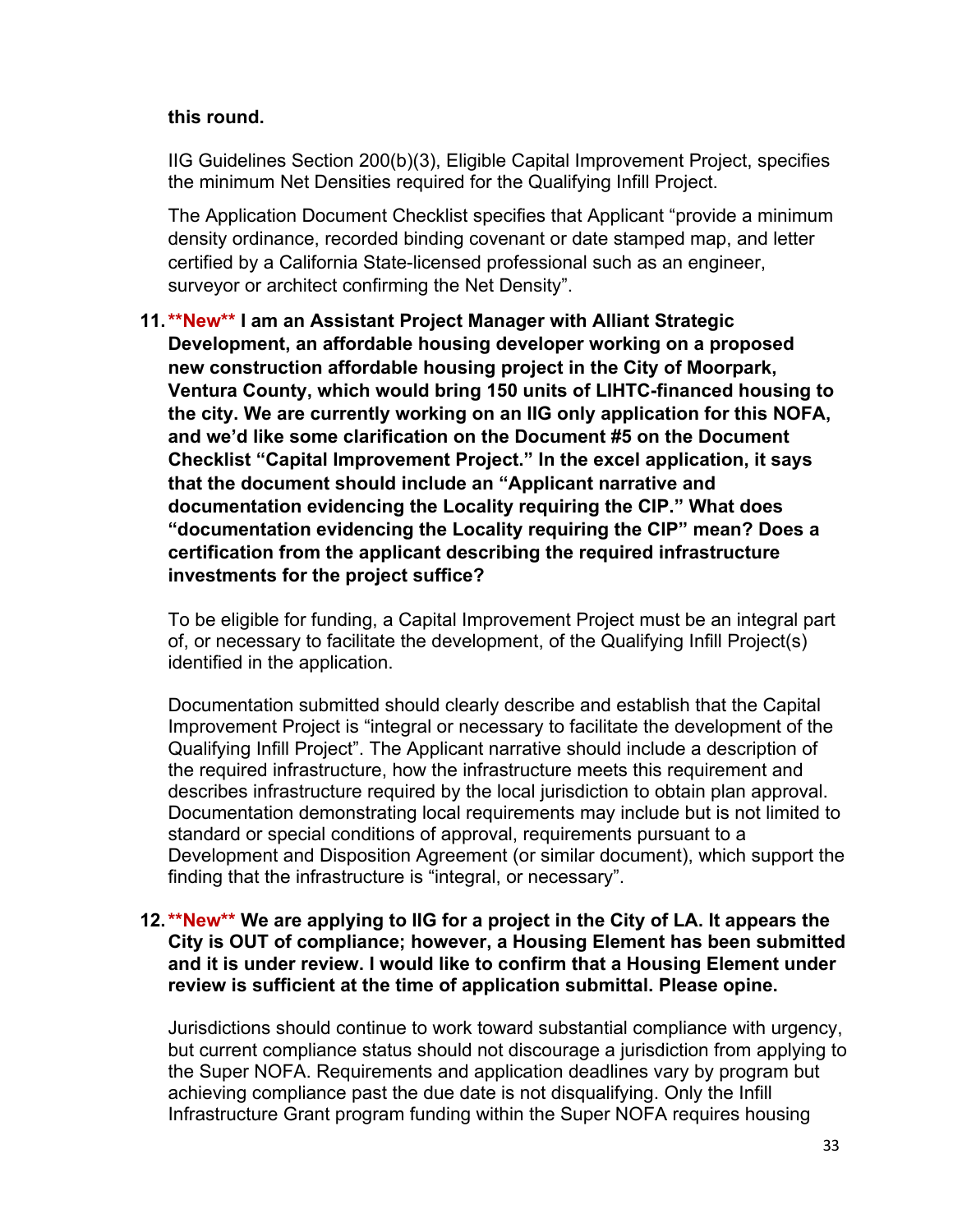**this round.**

IIG Guidelines Section 200(b)(3), Eligible Capital Improvement Project, specifies the minimum Net Densities required for the Qualifying Infill Project.

The Application Document Checklist specifies that Applicant "provide a minimum density ordinance, recorded binding covenant or date stamped map, and letter certified by a California State-licensed professional such as an engineer, surveyor or architect confirming the Net Density".

11. **New** **I am an Assistant Project Manager with Alliant Strategic Development, an affordable housing developer working on a proposed new construction affordable housing project in the City of Moorpark, Ventura County, which would bring 150 units of LIHTC-financed housing to the city. We are currently working on an IIG only application for this NOFA, and we'd like some clarification on the Document #5 on the Document Checklist "Capital Improvement Project." In the excel application, it says that the document should include an "Applicant narrative and documentation evidencing the Locality requiring the CIP." What does "documentation evidencing the Locality requiring the CIP" mean? Does a certification from the applicant describing the required infrastructure investments for the project suffice?**

    To be eligible for funding, a Capital Improvement Project must be an integral part of, or necessary to facilitate the development, of the Qualifying Infill Project(s) identified in the application.

    Documentation submitted should clearly describe and establish that the Capital Improvement Project is "integral or necessary to facilitate the development of the Qualifying Infill Project". The Applicant narrative should include a description of the required infrastructure, how the infrastructure meets this requirement and describes infrastructure required by the local jurisdiction to obtain plan approval. Documentation demonstrating local requirements may include but is not limited to standard or special conditions of approval, requirements pursuant to a Development and Disposition Agreement (or similar document), which support the finding that the infrastructure is "integral, or necessary".

12. **New** **We are applying to IIG for a project in the City of LA. It appears the City is OUT of compliance; however, a Housing Element has been submitted and it is under review. I would like to confirm that a Housing Element under review is sufficient at the time of application submittal. Please opine.**

    Jurisdictions should continue to work toward substantial compliance with urgency, but current compliance status should not discourage a jurisdiction from applying to the Super NOFA. Requirements and application deadlines vary by program but achieving compliance past the due date is not disqualifying. Only the Infill Infrastructure Grant program funding within the Super NOFA requires housing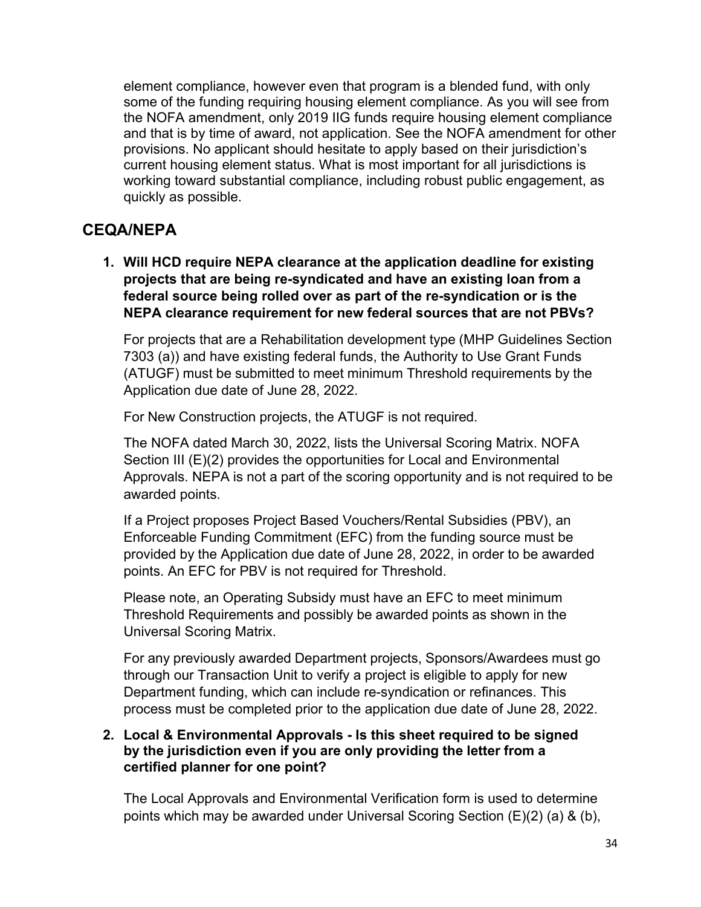element compliance, however even that program is a blended fund, with only some of the funding requiring housing element compliance. As you will see from the NOFA amendment, only 2019 IIG funds require housing element compliance and that is by time of award, not application. See the NOFA amendment for other provisions. No applicant should hesitate to apply based on their jurisdiction's current housing element status. What is most important for all jurisdictions is working toward substantial compliance, including robust public engagement, as quickly as possible.

## CEQA/NEPA

1. **Will HCD require NEPA clearance at the application deadline for existing projects that are being re-syndicated and have an existing loan from a federal source being rolled over as part of the re-syndication or is the NEPA clearance requirement for new federal sources that are not PBVs?**

   For projects that are a Rehabilitation development type (MHP Guidelines Section 7303 (a)) and have existing federal funds, the Authority to Use Grant Funds (ATUGF) must be submitted to meet minimum Threshold requirements by the Application due date of June 28, 2022.

   For New Construction projects, the ATUGF is not required.

   The NOFA dated March 30, 2022, lists the Universal Scoring Matrix. NOFA Section III (E)(2) provides the opportunities for Local and Environmental Approvals. NEPA is not a part of the scoring opportunity and is not required to be awarded points.

   If a Project proposes Project Based Vouchers/Rental Subsidies (PBV), an Enforceable Funding Commitment (EFC) from the funding source must be provided by the Application due date of June 28, 2022, in order to be awarded points. An EFC for PBV is not required for Threshold.

   Please note, an Operating Subsidy must have an EFC to meet minimum Threshold Requirements and possibly be awarded points as shown in the Universal Scoring Matrix.

   For any previously awarded Department projects, Sponsors/Awardees must go through our Transaction Unit to verify a project is eligible to apply for new Department funding, which can include re-syndication or refinances. This process must be completed prior to the application due date of June 28, 2022.

2. **Local & Environmental Approvals - Is this sheet required to be signed by the jurisdiction even if you are only providing the letter from a certified planner for one point?**

   The Local Approvals and Environmental Verification form is used to determine points which may be awarded under Universal Scoring Section (E)(2) (a) & (b),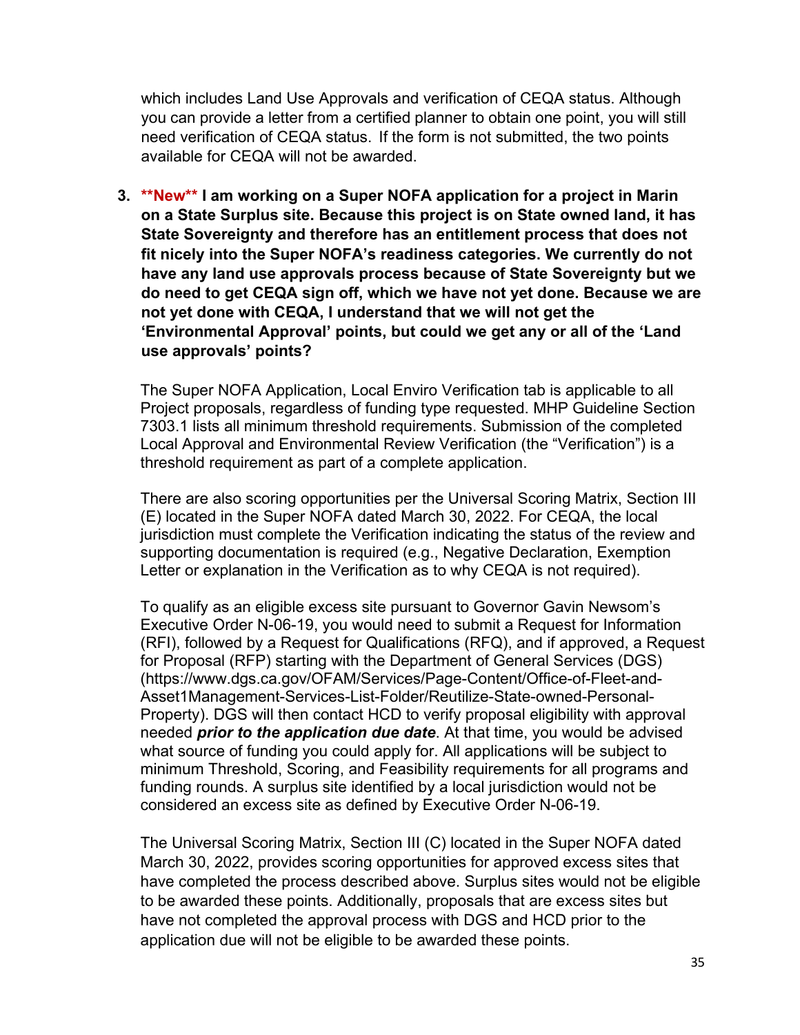which includes Land Use Approvals and verification of CEQA status. Although you can provide a letter from a certified planner to obtain one point, you will still need verification of CEQA status. If the form is not submitted, the two points available for CEQA will not be awarded.

3. **\*\*New\*\* I am working on a Super NOFA application for a project in Marin on a State Surplus site. Because this project is on State owned land, it has State Sovereignty and therefore has an entitlement process that does not fit nicely into the Super NOFA's readiness categories. We currently do not have any land use approvals process because of State Sovereignty but we do need to get CEQA sign off, which we have not yet done. Because we are not yet done with CEQA, I understand that we will not get the 'Environmental Approval' points, but could we get any or all of the 'Land use approvals' points?**

   The Super NOFA Application, Local Enviro Verification tab is applicable to all Project proposals, regardless of funding type requested. MHP Guideline Section 7303.1 lists all minimum threshold requirements. Submission of the completed Local Approval and Environmental Review Verification (the "Verification") is a threshold requirement as part of a complete application.

   There are also scoring opportunities per the Universal Scoring Matrix, Section III (E) located in the Super NOFA dated March 30, 2022. For CEQA, the local jurisdiction must complete the Verification indicating the status of the review and supporting documentation is required (e.g., Negative Declaration, Exemption Letter or explanation in the Verification as to why CEQA is not required).

   To qualify as an eligible excess site pursuant to Governor Gavin Newsom's Executive Order N-06-19, you would need to submit a Request for Information (RFI), followed by a Request for Qualifications (RFQ), and if approved, a Request for Proposal (RFP) starting with the Department of General Services (DGS) (https://www.dgs.ca.gov/OFAM/Services/Page-Content/Office-of-Fleet-and-Asset1Management-Services-List-Folder/Reutilize-State-owned-Personal-Property). DGS will then contact HCD to verify proposal eligibility with approval needed ***prior to the application due date***. At that time, you would be advised what source of funding you could apply for. All applications will be subject to minimum Threshold, Scoring, and Feasibility requirements for all programs and funding rounds. A surplus site identified by a local jurisdiction would not be considered an excess site as defined by Executive Order N-06-19.

   The Universal Scoring Matrix, Section III (C) located in the Super NOFA dated March 30, 2022, provides scoring opportunities for approved excess sites that have completed the process described above. Surplus sites would not be eligible to be awarded these points. Additionally, proposals that are excess sites but have not completed the approval process with DGS and HCD prior to the application due will not be eligible to be awarded these points.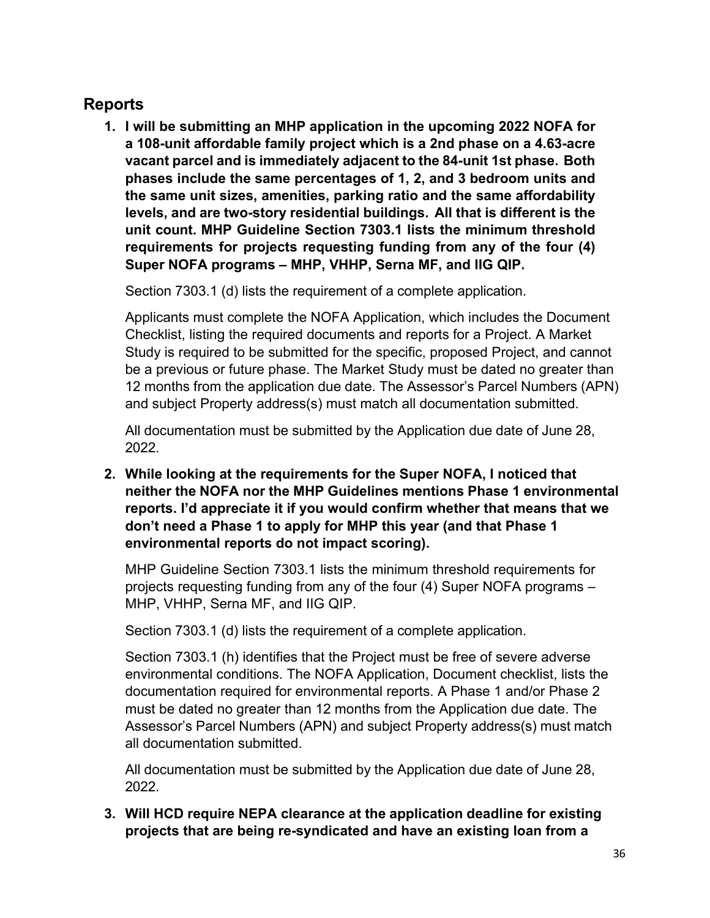## Reports

1. **I will be submitting an MHP application in the upcoming 2022 NOFA for a 108-unit affordable family project which is a 2nd phase on a 4.63-acre vacant parcel and is immediately adjacent to the 84-unit 1st phase. Both phases include the same percentages of 1, 2, and 3 bedroom units and the same unit sizes, amenities, parking ratio and the same affordability levels, and are two-story residential buildings. All that is different is the unit count. MHP Guideline Section 7303.1 lists the minimum threshold requirements for projects requesting funding from any of the four (4) Super NOFA programs – MHP, VHHP, Serna MF, and IIG QIP.**

   Section 7303.1 (d) lists the requirement of a complete application.

   Applicants must complete the NOFA Application, which includes the Document Checklist, listing the required documents and reports for a Project. A Market Study is required to be submitted for the specific, proposed Project, and cannot be a previous or future phase. The Market Study must be dated no greater than 12 months from the application due date. The Assessor's Parcel Numbers (APN) and subject Property address(s) must match all documentation submitted.

   All documentation must be submitted by the Application due date of June 28, 2022.

2. **While looking at the requirements for the Super NOFA, I noticed that neither the NOFA nor the MHP Guidelines mentions Phase 1 environmental reports. I'd appreciate it if you would confirm whether that means that we don't need a Phase 1 to apply for MHP this year (and that Phase 1 environmental reports do not impact scoring).**

   MHP Guideline Section 7303.1 lists the minimum threshold requirements for projects requesting funding from any of the four (4) Super NOFA programs – MHP, VHHP, Serna MF, and IIG QIP.

   Section 7303.1 (d) lists the requirement of a complete application.

   Section 7303.1 (h) identifies that the Project must be free of severe adverse environmental conditions. The NOFA Application, Document checklist, lists the documentation required for environmental reports. A Phase 1 and/or Phase 2 must be dated no greater than 12 months from the Application due date. The Assessor's Parcel Numbers (APN) and subject Property address(s) must match all documentation submitted.

   All documentation must be submitted by the Application due date of June 28, 2022.

3. **Will HCD require NEPA clearance at the application deadline for existing projects that are being re-syndicated and have an existing loan from a**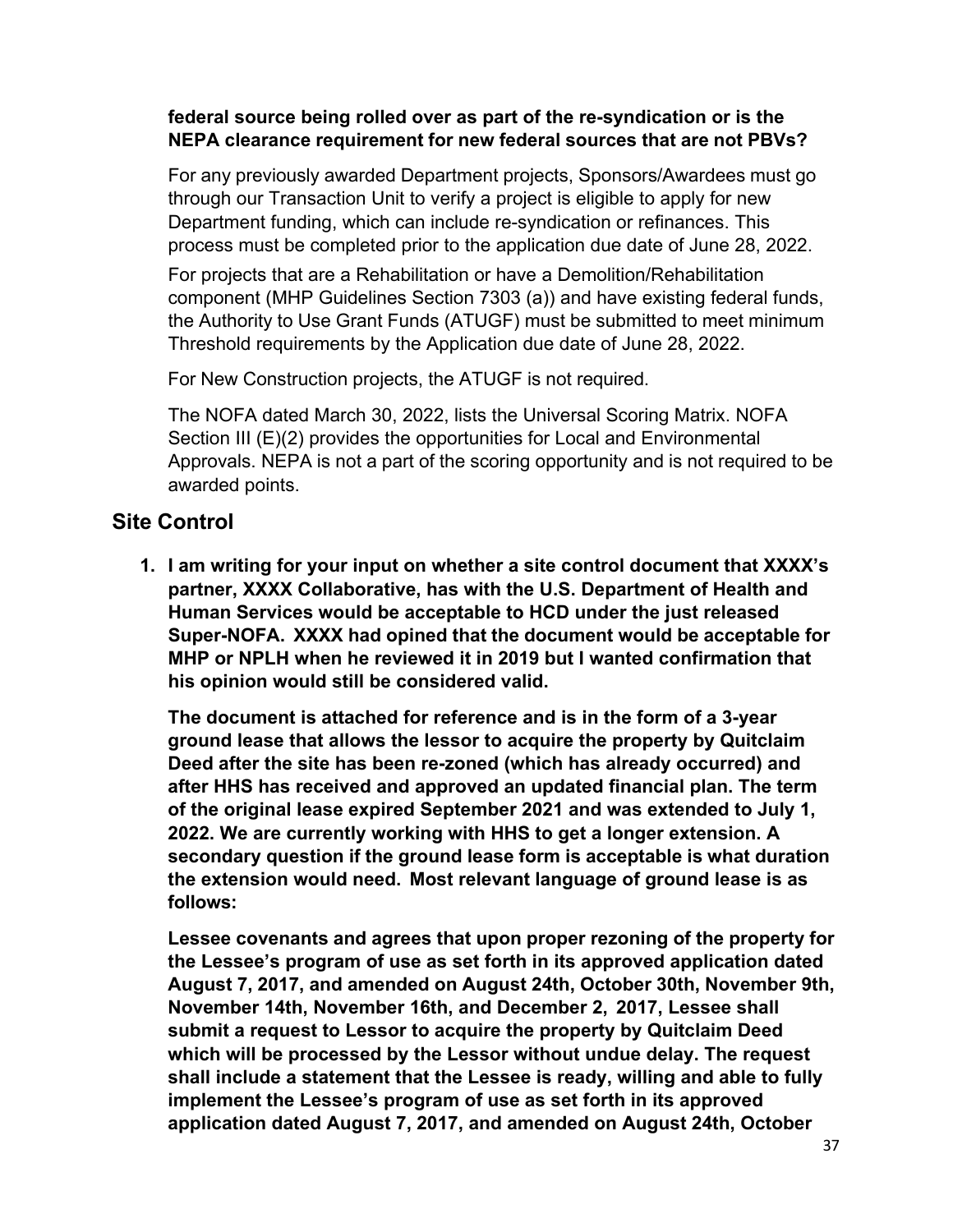**federal source being rolled over as part of the re-syndication or is the NEPA clearance requirement for new federal sources that are not PBVs?**

For any previously awarded Department projects, Sponsors/Awardees must go through our Transaction Unit to verify a project is eligible to apply for new Department funding, which can include re-syndication or refinances. This process must be completed prior to the application due date of June 28, 2022.

For projects that are a Rehabilitation or have a Demolition/Rehabilitation component (MHP Guidelines Section 7303 (a)) and have existing federal funds, the Authority to Use Grant Funds (ATUGF) must be submitted to meet minimum Threshold requirements by the Application due date of June 28, 2022.

For New Construction projects, the ATUGF is not required.

The NOFA dated March 30, 2022, lists the Universal Scoring Matrix. NOFA Section III (E)(2) provides the opportunities for Local and Environmental Approvals. NEPA is not a part of the scoring opportunity and is not required to be awarded points.

## Site Control

1. **I am writing for your input on whether a site control document that XXXX's partner, XXXX Collaborative, has with the U.S. Department of Health and Human Services would be acceptable to HCD under the just released Super-NOFA. XXXX had opined that the document would be acceptable for MHP or NPLH when he reviewed it in 2019 but I wanted confirmation that his opinion would still be considered valid.**

   **The document is attached for reference and is in the form of a 3-year ground lease that allows the lessor to acquire the property by Quitclaim Deed after the site has been re-zoned (which has already occurred) and after HHS has received and approved an updated financial plan. The term of the original lease expired September 2021 and was extended to July 1, 2022. We are currently working with HHS to get a longer extension. A secondary question if the ground lease form is acceptable is what duration the extension would need. Most relevant language of ground lease is as follows:**

   **Lessee covenants and agrees that upon proper rezoning of the property for the Lessee's program of use as set forth in its approved application dated August 7, 2017, and amended on August 24th, October 30th, November 9th, November 14th, November 16th, and December 2, 2017, Lessee shall submit a request to Lessor to acquire the property by Quitclaim Deed which will be processed by the Lessor without undue delay. The request shall include a statement that the Lessee is ready, willing and able to fully implement the Lessee's program of use as set forth in its approved application dated August 7, 2017, and amended on August 24th, October**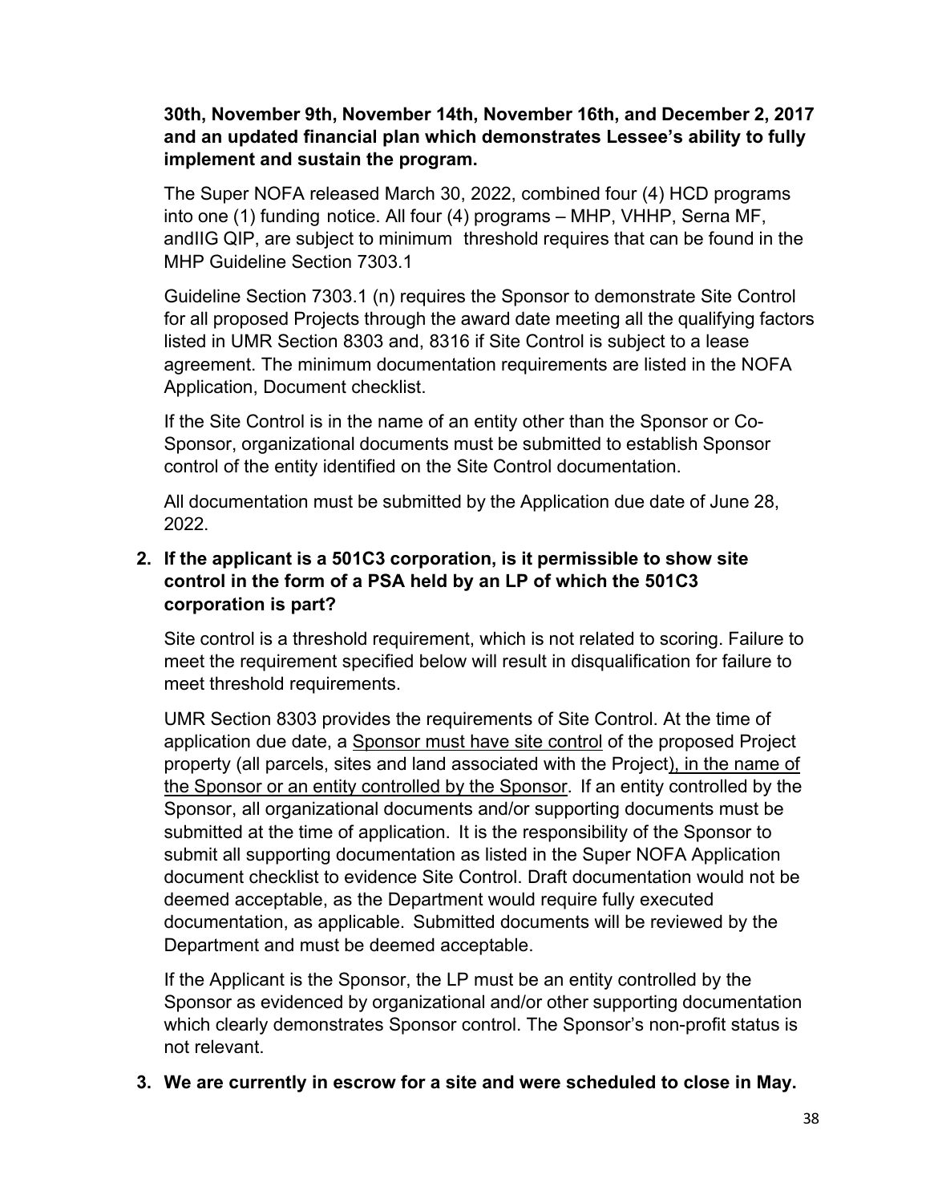**30th, November 9th, November 14th, November 16th, and December 2, 2017 and an updated financial plan which demonstrates Lessee's ability to fully implement and sustain the program.**

The Super NOFA released March 30, 2022, combined four (4) HCD programs into one (1) funding notice. All four (4) programs – MHP, VHHP, Serna MF, andIIG QIP, are subject to minimum threshold requires that can be found in the MHP Guideline Section 7303.1

Guideline Section 7303.1 (n) requires the Sponsor to demonstrate Site Control for all proposed Projects through the award date meeting all the qualifying factors listed in UMR Section 8303 and, 8316 if Site Control is subject to a lease agreement. The minimum documentation requirements are listed in the NOFA Application, Document checklist.

If the Site Control is in the name of an entity other than the Sponsor or Co-Sponsor, organizational documents must be submitted to establish Sponsor control of the entity identified on the Site Control documentation.

All documentation must be submitted by the Application due date of June 28, 2022.

2. **If the applicant is a 501C3 corporation, is it permissible to show site control in the form of a PSA held by an LP of which the 501C3 corporation is part?**

   Site control is a threshold requirement, which is not related to scoring. Failure to meet the requirement specified below will result in disqualification for failure to meet threshold requirements.

   UMR Section 8303 provides the requirements of Site Control. At the time of application due date, a <u>Sponsor must have site control</u> of the proposed Project property (all parcels, sites and land associated with the Project<u>), in the name of the Sponsor or an entity controlled by the Sponsor</u>. If an entity controlled by the Sponsor, all organizational documents and/or supporting documents must be submitted at the time of application. It is the responsibility of the Sponsor to submit all supporting documentation as listed in the Super NOFA Application document checklist to evidence Site Control. Draft documentation would not be deemed acceptable, as the Department would require fully executed documentation, as applicable. Submitted documents will be reviewed by the Department and must be deemed acceptable.

   If the Applicant is the Sponsor, the LP must be an entity controlled by the Sponsor as evidenced by organizational and/or other supporting documentation which clearly demonstrates Sponsor control. The Sponsor's non-profit status is not relevant.

3. **We are currently in escrow for a site and were scheduled to close in May.**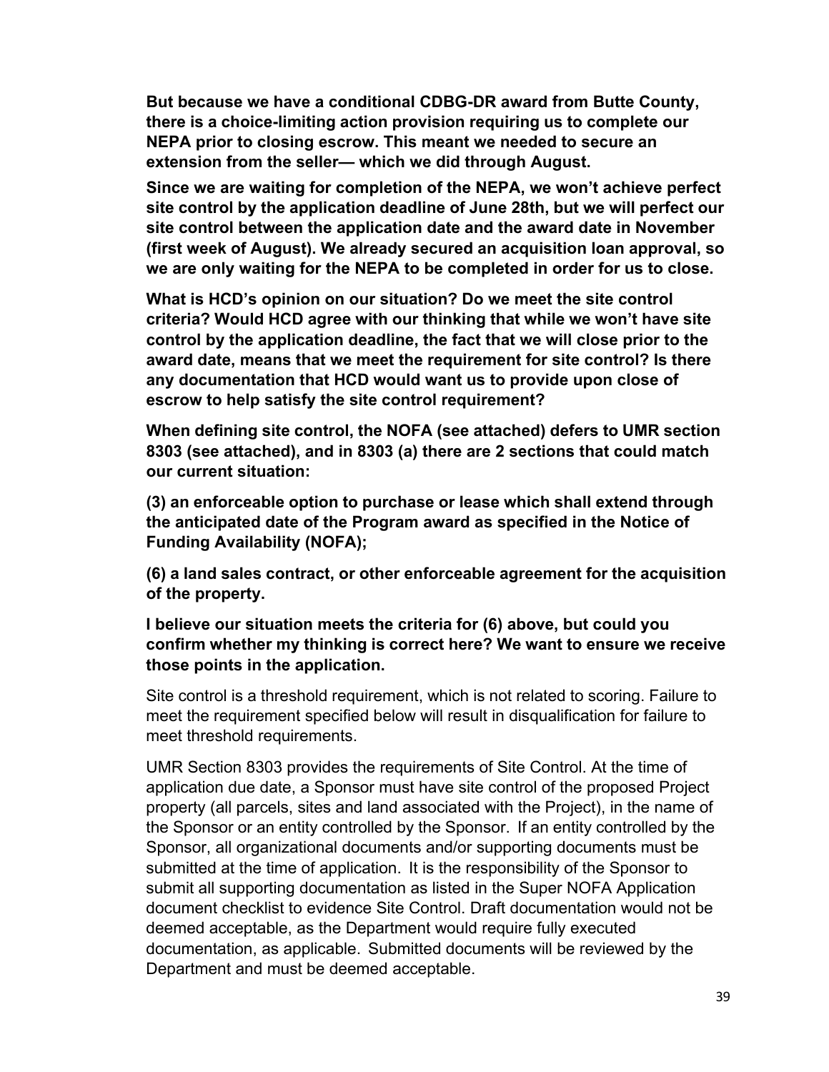**But because we have a conditional CDBG-DR award from Butte County, there is a choice-limiting action provision requiring us to complete our NEPA prior to closing escrow. This meant we needed to secure an extension from the seller— which we did through August.**

**Since we are waiting for completion of the NEPA, we won't achieve perfect site control by the application deadline of June 28th, but we will perfect our site control between the application date and the award date in November (first week of August). We already secured an acquisition loan approval, so we are only waiting for the NEPA to be completed in order for us to close.**

**What is HCD's opinion on our situation? Do we meet the site control criteria? Would HCD agree with our thinking that while we won't have site control by the application deadline, the fact that we will close prior to the award date, means that we meet the requirement for site control? Is there any documentation that HCD would want us to provide upon close of escrow to help satisfy the site control requirement?**

**When defining site control, the NOFA (see attached) defers to UMR section 8303 (see attached), and in 8303 (a) there are 2 sections that could match our current situation:**

**(3) an enforceable option to purchase or lease which shall extend through the anticipated date of the Program award as specified in the Notice of Funding Availability (NOFA);**

**(6) a land sales contract, or other enforceable agreement for the acquisition of the property.**

**I believe our situation meets the criteria for (6) above, but could you confirm whether my thinking is correct here? We want to ensure we receive those points in the application.**

Site control is a threshold requirement, which is not related to scoring. Failure to meet the requirement specified below will result in disqualification for failure to meet threshold requirements.

UMR Section 8303 provides the requirements of Site Control. At the time of application due date, a Sponsor must have site control of the proposed Project property (all parcels, sites and land associated with the Project), in the name of the Sponsor or an entity controlled by the Sponsor. If an entity controlled by the Sponsor, all organizational documents and/or supporting documents must be submitted at the time of application. It is the responsibility of the Sponsor to submit all supporting documentation as listed in the Super NOFA Application document checklist to evidence Site Control. Draft documentation would not be deemed acceptable, as the Department would require fully executed documentation, as applicable. Submitted documents will be reviewed by the Department and must be deemed acceptable.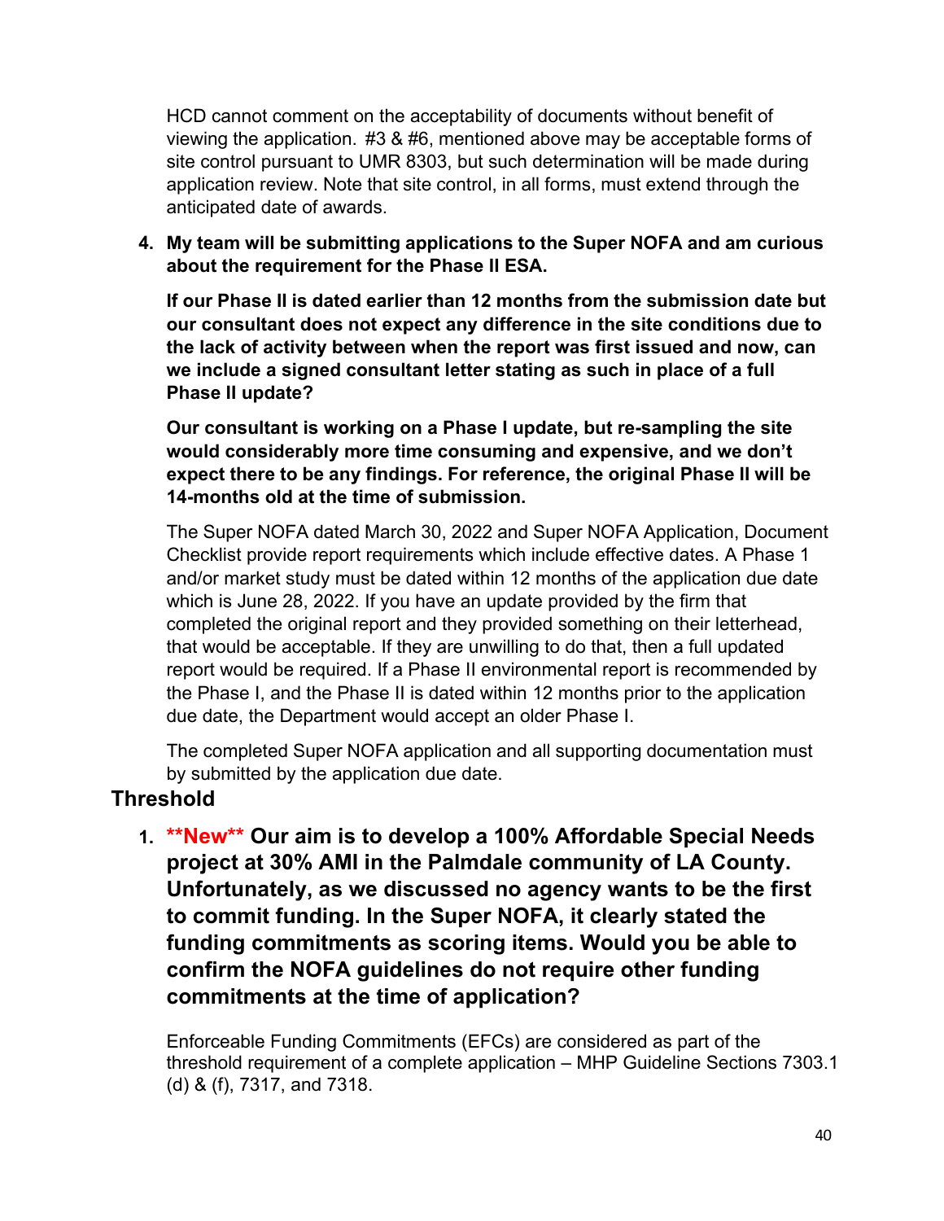HCD cannot comment on the acceptability of documents without benefit of viewing the application. #3 & #6, mentioned above may be acceptable forms of site control pursuant to UMR 8303, but such determination will be made during application review. Note that site control, in all forms, must extend through the anticipated date of awards.

4. **My team will be submitting applications to the Super NOFA and am curious about the requirement for the Phase II ESA.**

   **If our Phase II is dated earlier than 12 months from the submission date but our consultant does not expect any difference in the site conditions due to the lack of activity between when the report was first issued and now, can we include a signed consultant letter stating as such in place of a full Phase II update?**

   **Our consultant is working on a Phase I update, but re-sampling the site would considerably more time consuming and expensive, and we don't expect there to be any findings. For reference, the original Phase II will be 14-months old at the time of submission.**

   The Super NOFA dated March 30, 2022 and Super NOFA Application, Document Checklist provide report requirements which include effective dates. A Phase 1 and/or market study must be dated within 12 months of the application due date which is June 28, 2022. If you have an update provided by the firm that completed the original report and they provided something on their letterhead, that would be acceptable. If they are unwilling to do that, then a full updated report would be required. If a Phase II environmental report is recommended by the Phase I, and the Phase II is dated within 12 months prior to the application due date, the Department would accept an older Phase I.

   The completed Super NOFA application and all supporting documentation must by submitted by the application due date.

## Threshold

1. **\*\*New\*\* Our aim is to develop a 100% Affordable Special Needs project at 30% AMI in the Palmdale community of LA County. Unfortunately, as we discussed no agency wants to be the first to commit funding. In the Super NOFA, it clearly stated the funding commitments as scoring items. Would you be able to confirm the NOFA guidelines do not require other funding commitments at the time of application?**

   Enforceable Funding Commitments (EFCs) are considered as part of the threshold requirement of a complete application – MHP Guideline Sections 7303.1 (d) & (f), 7317, and 7318.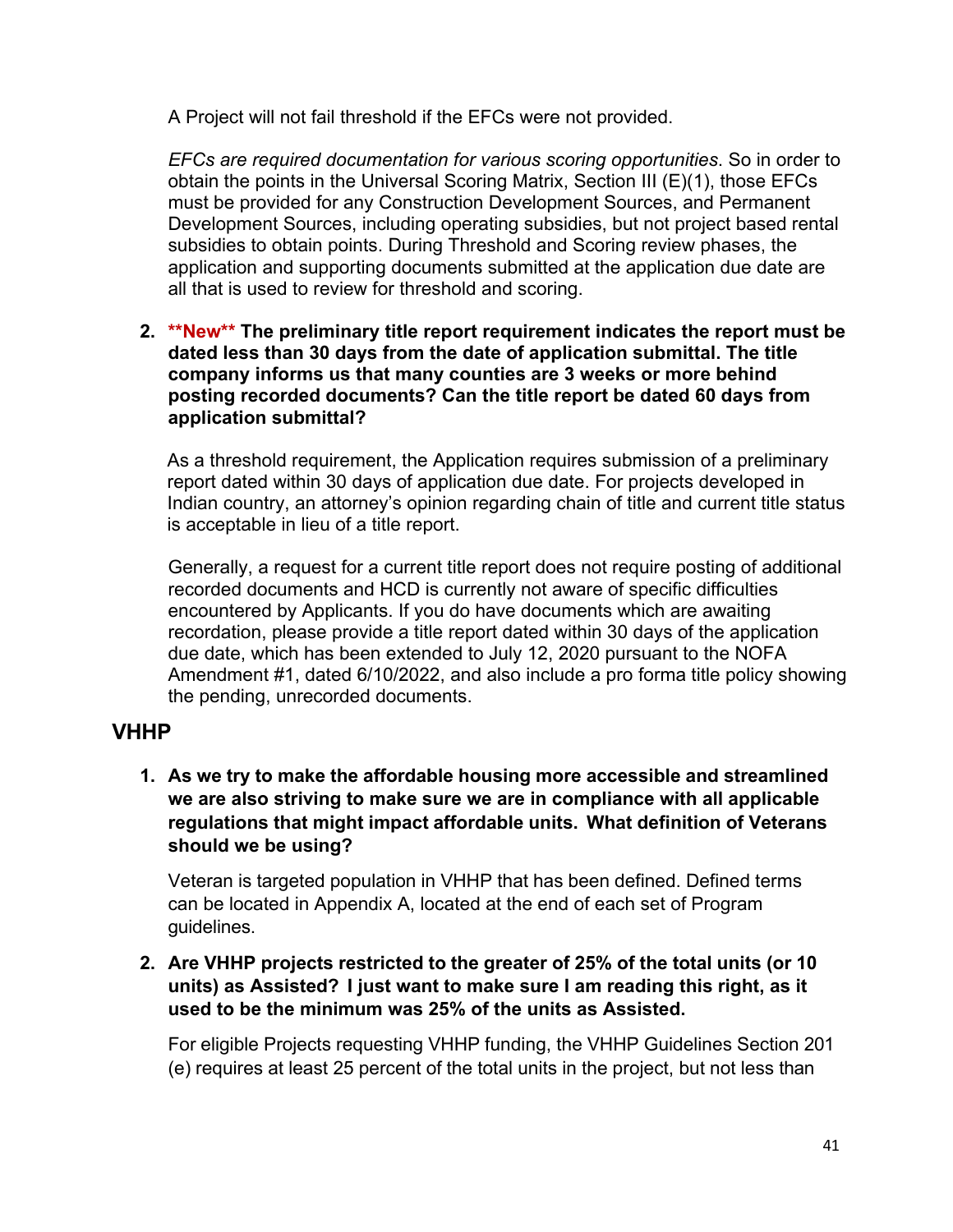A Project will not fail threshold if the EFCs were not provided.

*EFCs are required documentation for various scoring opportunities*. So in order to obtain the points in the Universal Scoring Matrix, Section III (E)(1), those EFCs must be provided for any Construction Development Sources, and Permanent Development Sources, including operating subsidies, but not project based rental subsidies to obtain points. During Threshold and Scoring review phases, the application and supporting documents submitted at the application due date are all that is used to review for threshold and scoring.

2. **\*\*New\*\* The preliminary title report requirement indicates the report must be dated less than 30 days from the date of application submittal. The title company informs us that many counties are 3 weeks or more behind posting recorded documents? Can the title report be dated 60 days from application submittal?**

   As a threshold requirement, the Application requires submission of a preliminary report dated within 30 days of application due date. For projects developed in Indian country, an attorney's opinion regarding chain of title and current title status is acceptable in lieu of a title report.

   Generally, a request for a current title report does not require posting of additional recorded documents and HCD is currently not aware of specific difficulties encountered by Applicants. If you do have documents which are awaiting recordation, please provide a title report dated within 30 days of the application due date, which has been extended to July 12, 2020 pursuant to the NOFA Amendment #1, dated 6/10/2022, and also include a pro forma title policy showing the pending, unrecorded documents.

## VHHP

1. **As we try to make the affordable housing more accessible and streamlined we are also striving to make sure we are in compliance with all applicable regulations that might impact affordable units. What definition of Veterans should we be using?**

   Veteran is targeted population in VHHP that has been defined. Defined terms can be located in Appendix A, located at the end of each set of Program guidelines.

2. **Are VHHP projects restricted to the greater of 25% of the total units (or 10 units) as Assisted? I just want to make sure I am reading this right, as it used to be the minimum was 25% of the units as Assisted.**

   For eligible Projects requesting VHHP funding, the VHHP Guidelines Section 201 (e) requires at least 25 percent of the total units in the project, but not less than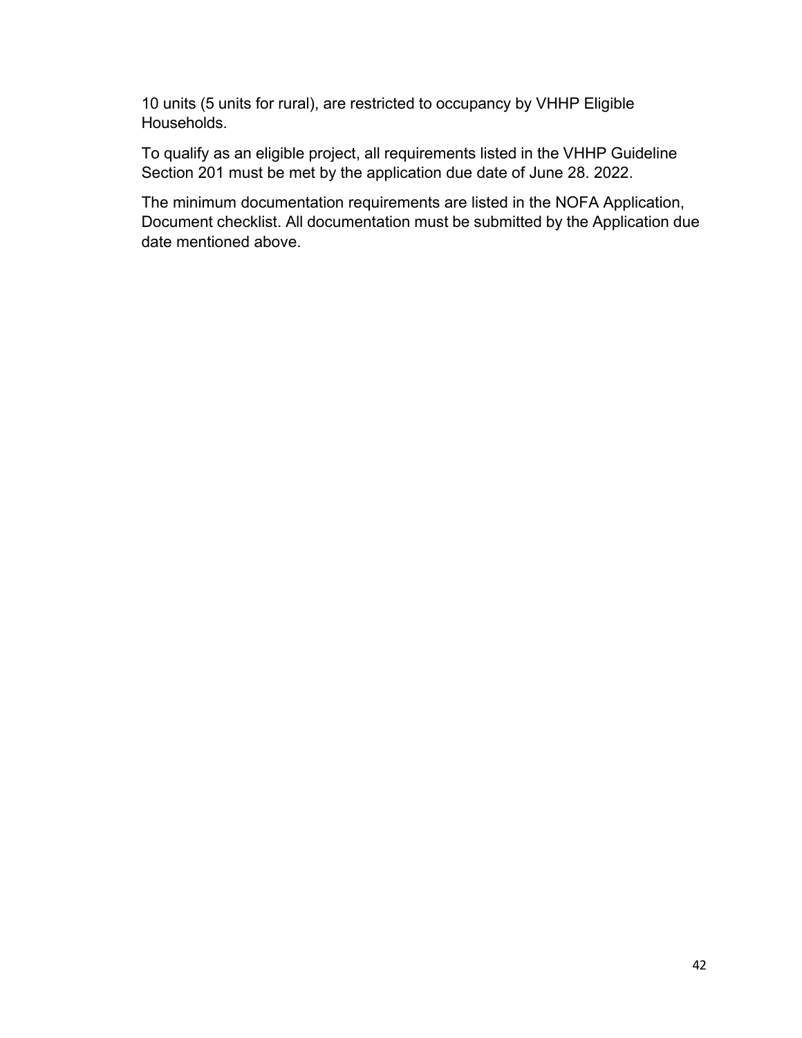10 units (5 units for rural), are restricted to occupancy by VHHP Eligible Households.

To qualify as an eligible project, all requirements listed in the VHHP Guideline Section 201 must be met by the application due date of June 28. 2022.

The minimum documentation requirements are listed in the NOFA Application, Document checklist. All documentation must be submitted by the Application due date mentioned above.